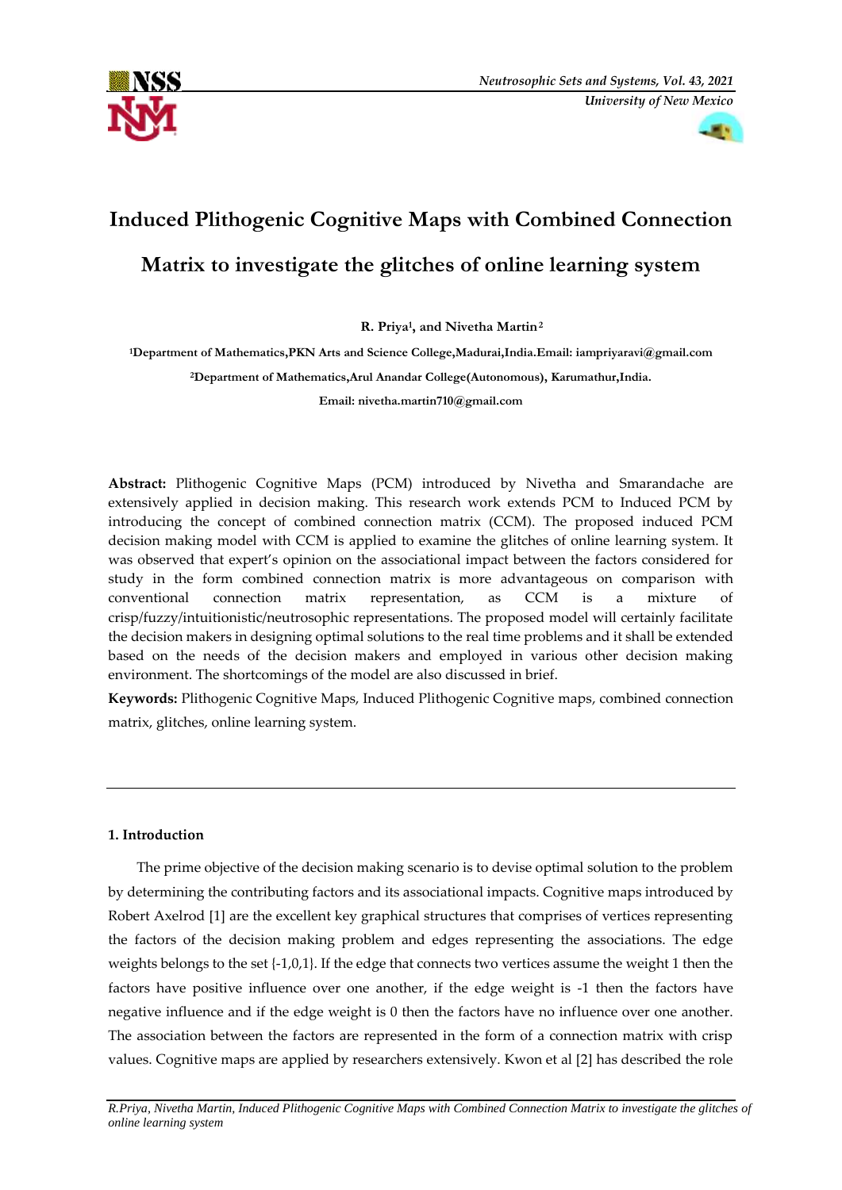# Induced Plithogenic Cognitive Maps with Combined Connection Matrix to investigate the glitches of online learning system

**R. Priya[1], and Nivetha Martin[2]**

[1]Department of Mathematics,PKN Arts and Science College,Madurai,India.Email: iampriyaravi@gmail.com

[2]Department of Mathematics,Arul Anandar College(Autonomous), Karumathur,India.

Email: nivetha.martin710@gmail.com

**Abstract:** Plithogenic Cognitive Maps (PCM) introduced by Nivetha and Smarandache are extensively applied in decision making. This research work extends PCM to Induced PCM by introducing the concept of combined connection matrix (CCM). The proposed induced PCM decision making model with CCM is applied to examine the glitches of online learning system. It was observed that expert's opinion on the associational impact between the factors considered for study in the form combined connection matrix is more advantageous on comparison with conventional connection matrix representation, as CCM is a mixture of crisp/fuzzy/intuitionistic/neutrosophic representations. The proposed model will certainly facilitate the decision makers in designing optimal solutions to the real time problems and it shall be extended based on the needs of the decision makers and employed in various other decision making environment. The shortcomings of the model are also discussed in brief.

**Keywords:** Plithogenic Cognitive Maps, Induced Plithogenic Cognitive maps, combined connection matrix, glitches, online learning system.

## 1. Introduction

The prime objective of the decision making scenario is to devise optimal solution to the problem by determining the contributing factors and its associational impacts. Cognitive maps introduced by Robert Axelrod [1] are the excellent key graphical structures that comprises of vertices representing the factors of the decision making problem and edges representing the associations. The edge weights belongs to the set {-1,0,1}. If the edge that connects two vertices assume the weight 1 then the factors have positive influence over one another, if the edge weight is -1 then the factors have negative influence and if the edge weight is 0 then the factors have no influence over one another. The association between the factors are represented in the form of a connection matrix with crisp values. Cognitive maps are applied by researchers extensively. Kwon et al [2] has described the role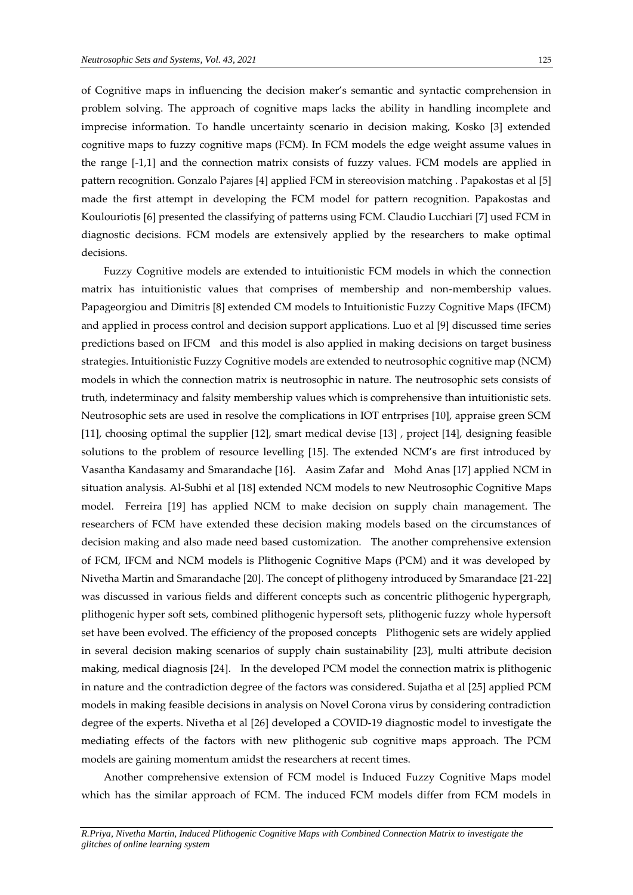of Cognitive maps in influencing the decision maker's semantic and syntactic comprehension in problem solving. The approach of cognitive maps lacks the ability in handling incomplete and imprecise information. To handle uncertainty scenario in decision making, Kosko [3] extended cognitive maps to fuzzy cognitive maps (FCM). In FCM models the edge weight assume values in the range [-1,1] and the connection matrix consists of fuzzy values. FCM models are applied in pattern recognition. Gonzalo Pajares [4] applied FCM in stereovision matching . Papakostas et al [5] made the first attempt in developing the FCM model for pattern recognition. Papakostas and Koulouriotis [6] presented the classifying of patterns using FCM. Claudio Lucchiari [7] used FCM in diagnostic decisions. FCM models are extensively applied by the researchers to make optimal decisions.

Fuzzy Cognitive models are extended to intuitionistic FCM models in which the connection matrix has intuitionistic values that comprises of membership and non-membership values. Papageorgiou and Dimitris [8] extended CM models to Intuitionistic Fuzzy Cognitive Maps (IFCM) and applied in process control and decision support applications. Luo et al [9] discussed time series predictions based on IFCM and this model is also applied in making decisions on target business strategies. Intuitionistic Fuzzy Cognitive models are extended to neutrosophic cognitive map (NCM) models in which the connection matrix is neutrosophic in nature. The neutrosophic sets consists of truth, indeterminacy and falsity membership values which is comprehensive than intuitionistic sets. Neutrosophic sets are used in resolve the complications in IOT entrprises [10], appraise green SCM [11], choosing optimal the supplier [12], smart medical devise [13] , project [14], designing feasible solutions to the problem of resource levelling [15]. The extended NCM's are first introduced by Vasantha Kandasamy and Smarandache [16]. Aasim Zafar and Mohd Anas [17] applied NCM in situation analysis. Al-Subhi et al [18] extended NCM models to new Neutrosophic Cognitive Maps model. Ferreira [19] has applied NCM to make decision on supply chain management. The researchers of FCM have extended these decision making models based on the circumstances of decision making and also made need based customization. The another comprehensive extension of FCM, IFCM and NCM models is Plithogenic Cognitive Maps (PCM) and it was developed by Nivetha Martin and Smarandache [20]. The concept of plithogeny introduced by Smarandace [21-22] was discussed in various fields and different concepts such as concentric plithogenic hypergraph, plithogenic hyper soft sets, combined plithogenic hypersoft sets, plithogenic fuzzy whole hypersoft set have been evolved. The efficiency of the proposed concepts Plithogenic sets are widely applied in several decision making scenarios of supply chain sustainability [23], multi attribute decision making, medical diagnosis [24]. In the developed PCM model the connection matrix is plithogenic in nature and the contradiction degree of the factors was considered. Sujatha et al [25] applied PCM models in making feasible decisions in analysis on Novel Corona virus by considering contradiction degree of the experts. Nivetha et al [26] developed a COVID-19 diagnostic model to investigate the mediating effects of the factors with new plithogenic sub cognitive maps approach. The PCM models are gaining momentum amidst the researchers at recent times.

Another comprehensive extension of FCM model is Induced Fuzzy Cognitive Maps model which has the similar approach of FCM. The induced FCM models differ from FCM models in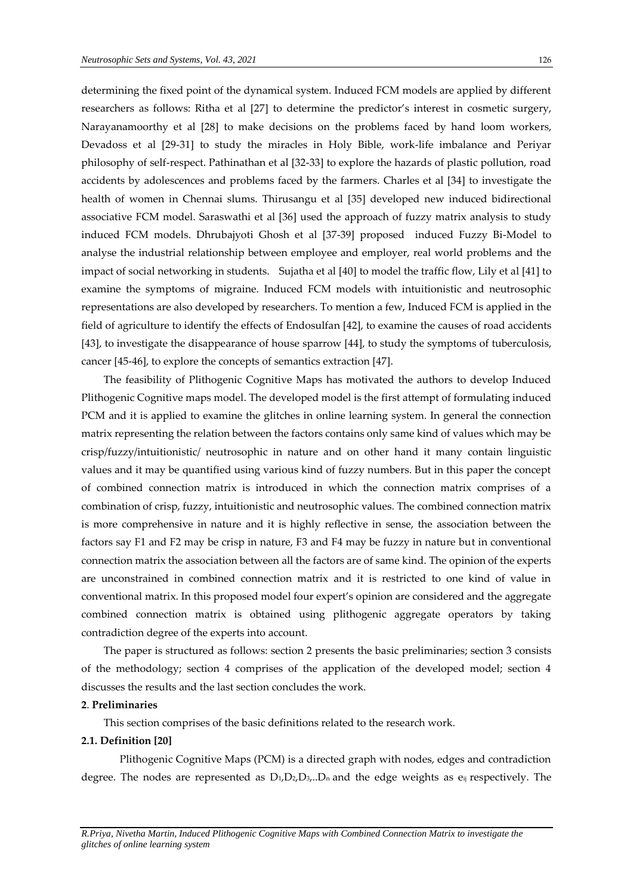determining the fixed point of the dynamical system. Induced FCM models are applied by different researchers as follows: Ritha et al [27] to determine the predictor's interest in cosmetic surgery, Narayanamoorthy et al [28] to make decisions on the problems faced by hand loom workers, Devadoss et al [29-31] to study the miracles in Holy Bible, work-life imbalance and Periyar philosophy of self-respect. Pathinathan et al [32-33] to explore the hazards of plastic pollution, road accidents by adolescences and problems faced by the farmers. Charles et al [34] to investigate the health of women in Chennai slums. Thirusangu et al [35] developed new induced bidirectional associative FCM model. Saraswathi et al [36] used the approach of fuzzy matrix analysis to study induced FCM models. Dhrubajyoti Ghosh et al [37-39] proposed induced Fuzzy Bi-Model to analyse the industrial relationship between employee and employer, real world problems and the impact of social networking in students. Sujatha et al [40] to model the traffic flow, Lily et al [41] to examine the symptoms of migraine. Induced FCM models with intuitionistic and neutrosophic representations are also developed by researchers. To mention a few, Induced FCM is applied in the field of agriculture to identify the effects of Endosulfan [42], to examine the causes of road accidents [43], to investigate the disappearance of house sparrow [44], to study the symptoms of tuberculosis, cancer [45-46], to explore the concepts of semantics extraction [47].

The feasibility of Plithogenic Cognitive Maps has motivated the authors to develop Induced Plithogenic Cognitive maps model. The developed model is the first attempt of formulating induced PCM and it is applied to examine the glitches in online learning system. In general the connection matrix representing the relation between the factors contains only same kind of values which may be crisp/fuzzy/intuitionistic/ neutrosophic in nature and on other hand it many contain linguistic values and it may be quantified using various kind of fuzzy numbers. But in this paper the concept of combined connection matrix is introduced in which the connection matrix comprises of a combination of crisp, fuzzy, intuitionistic and neutrosophic values. The combined connection matrix is more comprehensive in nature and it is highly reflective in sense, the association between the factors say F1 and F2 may be crisp in nature, F3 and F4 may be fuzzy in nature but in conventional connection matrix the association between all the factors are of same kind. The opinion of the experts are unconstrained in combined connection matrix and it is restricted to one kind of value in conventional matrix. In this proposed model four expert's opinion are considered and the aggregate combined connection matrix is obtained using plithogenic aggregate operators by taking contradiction degree of the experts into account.

The paper is structured as follows: section 2 presents the basic preliminaries; section 3 consists of the methodology; section 4 comprises of the application of the developed model; section 4 discusses the results and the last section concludes the work.

## 2. Preliminaries

This section comprises of the basic definitions related to the research work.

### 2.1. Definition [20]

Plithogenic Cognitive Maps (PCM) is a directed graph with nodes, edges and contradiction degree. The nodes are represented as $D_1,D_2,D_3,..D_n$ and the edge weights as $e_{ij}$ respectively. The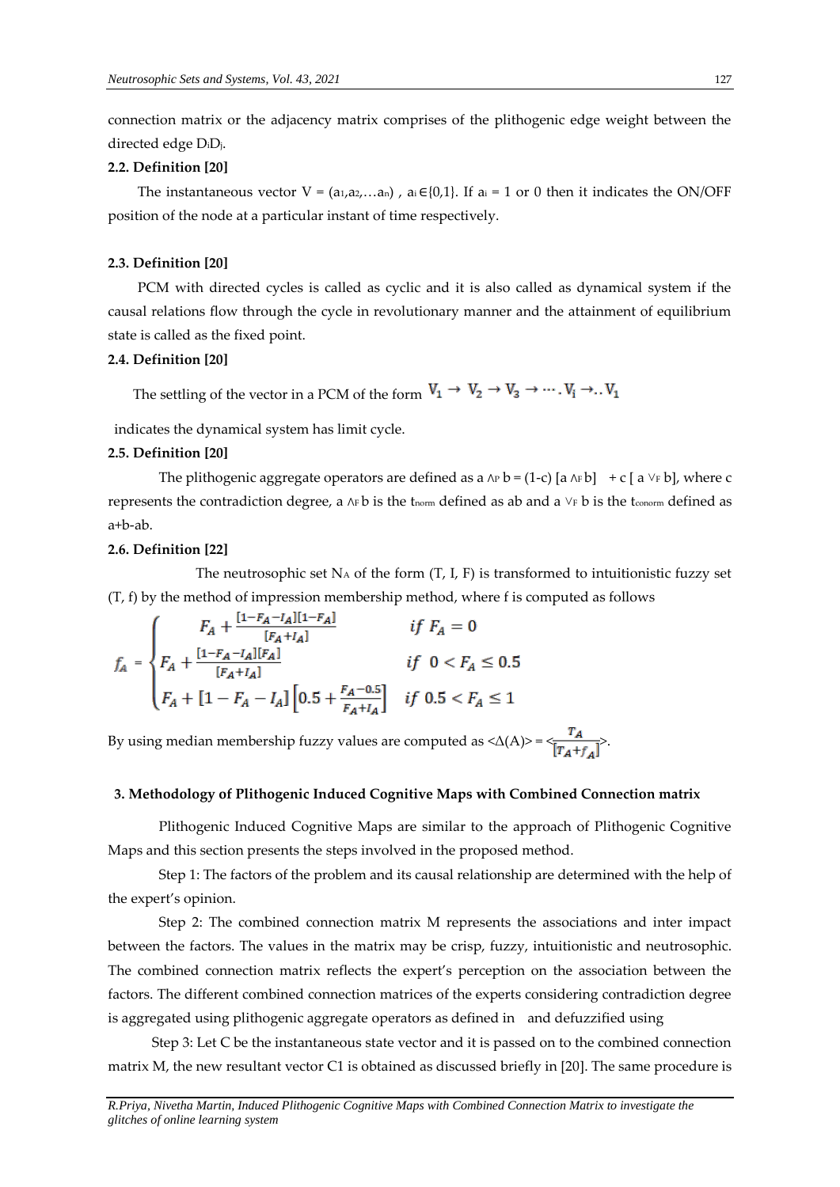connection matrix or the adjacency matrix comprises of the plithogenic edge weight between the directed edge $D_iD_j$.

**2.2. Definition [20]**

The instantaneous vector $V = (a_1, a_2, \ldots a_n)$ , $a_i \in \{0,1\}$. If $a_i = 1$ or 0 then it indicates the ON/OFF position of the node at a particular instant of time respectively.

**2.3. Definition [20]**

PCM with directed cycles is called as cyclic and it is also called as dynamical system if the causal relations flow through the cycle in revolutionary manner and the attainment of equilibrium state is called as the fixed point.

**2.4. Definition [20]**

The settling of the vector in a PCM of the form $V_1 \to V_2 \to V_3 \to \cdots . V_i \to .. V_1$

indicates the dynamical system has limit cycle.

**2.5. Definition [20]**

The plithogenic aggregate operators are defined as $a \wedge_P b = (1-c) [a \wedge_F b] + c [ a \vee_F b]$, where c represents the contradiction degree, $a \wedge_F b$ is the $t_{norm}$ defined as ab and $a \vee_F b$ is the $t_{conorm}$ defined as a+b-ab.

**2.6. Definition [22]**

The neutrosophic set $N_A$ of the form (T, I, F) is transformed to intuitionistic fuzzy set (T, f) by the method of impression membership method, where f is computed as follows

$$f_A = \begin{cases} F_A + \frac{[1-F_A-I_A][1-F_A]}{[F_A+I_A]} & \text{if } F_A = 0 \\ F_A + \frac{[1-F_A-I_A][F_A]}{[F_A+I_A]} & \text{if } 0 < F_A \leq 0.5 \\ F_A + [1-F_A-I_A]\left[0.5 + \frac{F_A-0.5}{F_A+I_A}\right] & \text{if } 0.5 < F_A \leq 1 \end{cases}$$

By using median membership fuzzy values are computed as $<\Delta(A)> = <\frac{T_A}{[T_A+f_A]}>$.

## 3. Methodology of Plithogenic Induced Cognitive Maps with Combined Connection matrix

Plithogenic Induced Cognitive Maps are similar to the approach of Plithogenic Cognitive Maps and this section presents the steps involved in the proposed method.

Step 1: The factors of the problem and its causal relationship are determined with the help of the expert's opinion.

Step 2: The combined connection matrix M represents the associations and inter impact between the factors. The values in the matrix may be crisp, fuzzy, intuitionistic and neutrosophic. The combined connection matrix reflects the expert's perception on the association between the factors. The different combined connection matrices of the experts considering contradiction degree is aggregated using plithogenic aggregate operators as defined in and defuzzified using

Step 3: Let C be the instantaneous state vector and it is passed on to the combined connection matrix M, the new resultant vector C1 is obtained as discussed briefly in [20]. The same procedure is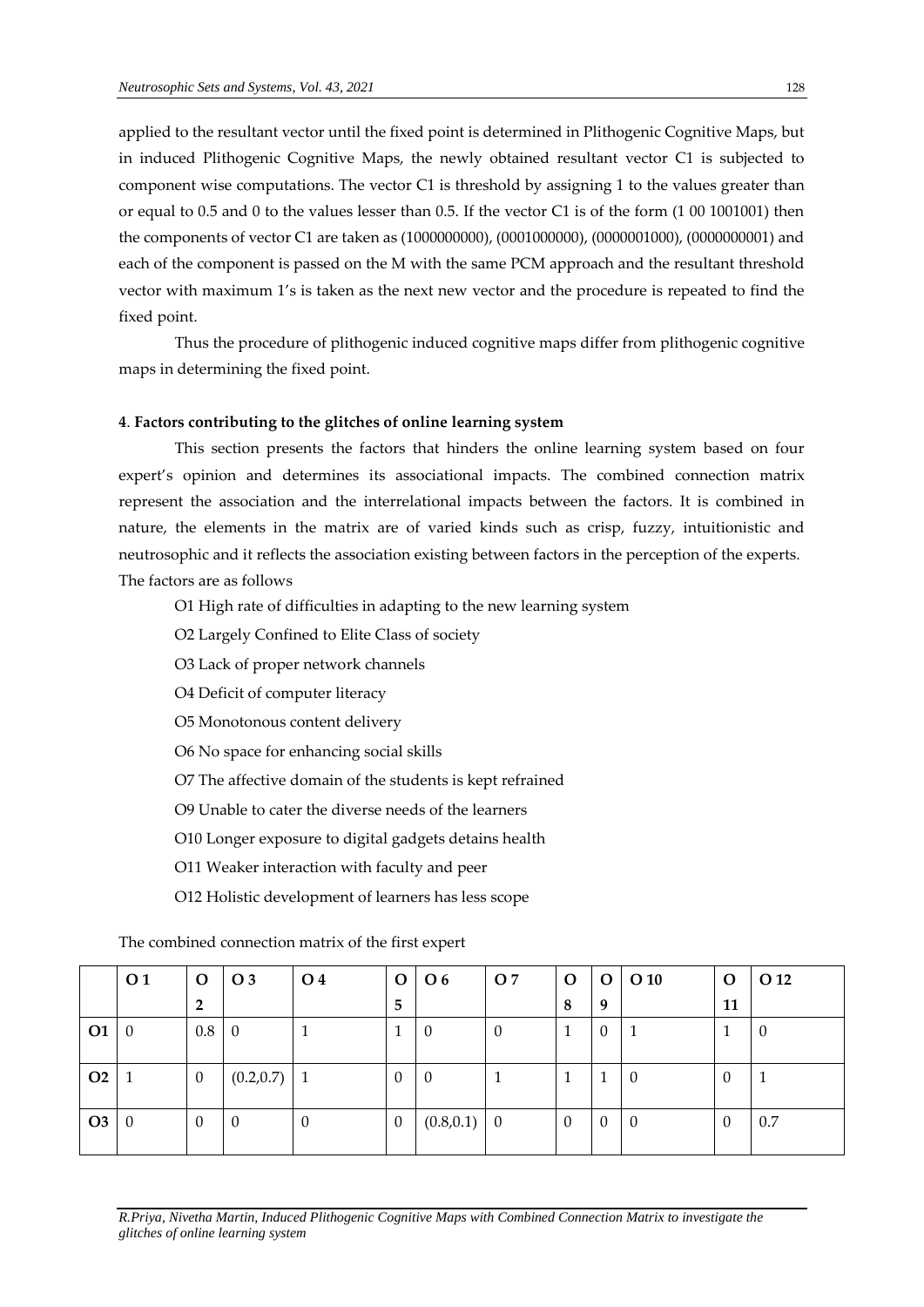applied to the resultant vector until the fixed point is determined in Plithogenic Cognitive Maps, but in induced Plithogenic Cognitive Maps, the newly obtained resultant vector C1 is subjected to component wise computations. The vector C1 is threshold by assigning 1 to the values greater than or equal to 0.5 and 0 to the values lesser than 0.5. If the vector C1 is of the form (1 00 1001001) then the components of vector C1 are taken as (1000000000), (0001000000), (0000001000), (0000000001) and each of the component is passed on the M with the same PCM approach and the resultant threshold vector with maximum 1's is taken as the next new vector and the procedure is repeated to find the fixed point.

Thus the procedure of plithogenic induced cognitive maps differ from plithogenic cognitive maps in determining the fixed point.

### 4. Factors contributing to the glitches of online learning system

This section presents the factors that hinders the online learning system based on four expert's opinion and determines its associational impacts. The combined connection matrix represent the association and the interrelational impacts between the factors. It is combined in nature, the elements in the matrix are of varied kinds such as crisp, fuzzy, intuitionistic and neutrosophic and it reflects the association existing between factors in the perception of the experts. The factors are as follows

O1 High rate of difficulties in adapting to the new learning system

O2 Largely Confined to Elite Class of society

O3 Lack of proper network channels

O4 Deficit of computer literacy

O5 Monotonous content delivery

O6 No space for enhancing social skills

O7 The affective domain of the students is kept refrained

O9 Unable to cater the diverse needs of the learners

O10 Longer exposure to digital gadgets detains health

O11 Weaker interaction with faculty and peer

O12 Holistic development of learners has less scope

The combined connection matrix of the first expert

| | O 1 | O 2 | O 3 | O 4 | O 5 | O 6 | O 7 | O 8 | O 9 | O 10 | O 11 | O 12 |
|---|---|---|---|---|---|---|---|---|---|---|---|---|
| O1 | 0 | 0.8 | 0 | 1 | 1 | 0 | 0 | 1 | 0 | 1 | 1 | 0 |
| O2 | 1 | 0 | (0.2,0.7) | 1 | 0 | 0 | 1 | 1 | 1 | 0 | 0 | 1 |
| O3 | 0 | 0 | 0 | 0 | 0 | (0.8,0.1) | 0 | 0 | 0 | 0 | 0 | 0.7 |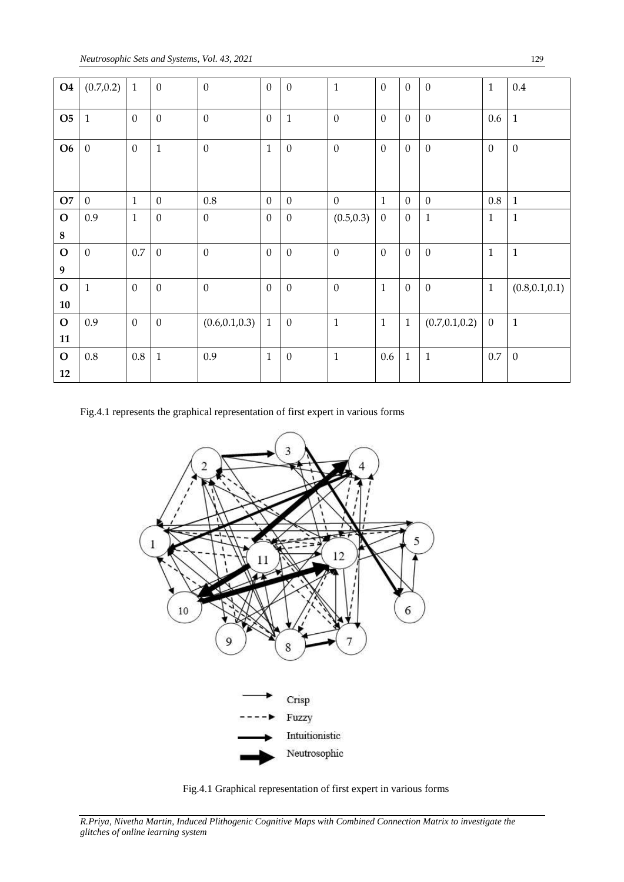| O4 | (0.7,0.2) | 1 | 0 | 0 | 0 | 0 | 1 | 0 | 0 | 0 | 1 | 0.4 |
|---|---|---|---|---|---|---|---|---|---|---|---|---|
| O5 | 1 | 0 | 0 | 0 | 0 | 1 | 0 | 0 | 0 | 0 | 0.6 | 1 |
| O6 | 0 | 0 | 1 | 0 | 1 | 0 | 0 | 0 | 0 | 0 | 0 | 0 |
| O7 | 0 | 1 | 0 | 0.8 | 0 | 0 | 0 | 1 | 0 | 0 | 0.8 | 1 |
| O8 | 0.9 | 1 | 0 | 0 | 0 | 0 | (0.5,0.3) | 0 | 0 | 1 | 1 | 1 |
| O9 | 0 | 0.7 | 0 | 0 | 0 | 0 | 0 | 0 | 0 | 0 | 1 | 1 |
| O10 | 1 | 0 | 0 | 0 | 0 | 0 | 0 | 1 | 0 | 0 | 1 | (0.8,0.1,0.1) |
| O11 | 0.9 | 0 | 0 | (0.6,0.1,0.3) | 1 | 0 | 1 | 1 | 1 | (0.7,0.1,0.2) | 0 | 1 |
| O12 | 0.8 | 0.8 | 1 | 0.9 | 1 | 0 | 1 | 0.6 | 1 | 1 | 0.7 | 0 |

Fig.4.1 represents the graphical representation of first expert in various forms

Fig.4.1 Graphical representation of first expert in various forms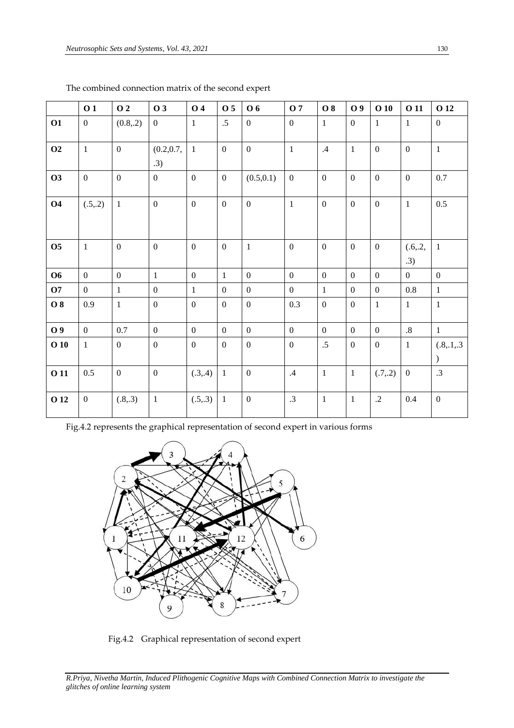The combined connection matrix of the second expert

| | O 1 | O 2 | O 3 | O 4 | O 5 | O 6 | O 7 | O 8 | O 9 | O 10 | O 11 | O 12 |
|---|---|---|---|---|---|---|---|---|---|---|---|---|
| **O1** | 0 | (0.8,.2) | 0 | 1 | .5 | 0 | 0 | 1 | 0 | 1 | 1 | 0 |
| **O2** | 1 | 0 | (0.2,0.7, .3) | 1 | 0 | 0 | 1 | .4 | 1 | 0 | 0 | 1 |
| **O3** | 0 | 0 | 0 | 0 | 0 | (0.5,0.1) | 0 | 0 | 0 | 0 | 0 | 0.7 |
| **O4** | (.5,.2) | 1 | 0 | 0 | 0 | 0 | 1 | 0 | 0 | 0 | 1 | 0.5 |
| **O5** | 1 | 0 | 0 | 0 | 0 | 1 | 0 | 0 | 0 | 0 | (.6,.2, .3) | 1 |
| **O6** | 0 | 0 | 1 | 0 | 1 | 0 | 0 | 0 | 0 | 0 | 0 | 0 |
| **O7** | 0 | 1 | 0 | 1 | 0 | 0 | 0 | 1 | 0 | 0 | 0.8 | 1 |
| **O 8** | 0.9 | 1 | 0 | 0 | 0 | 0 | 0.3 | 0 | 0 | 1 | 1 | 1 |
| **O 9** | 0 | 0.7 | 0 | 0 | 0 | 0 | 0 | 0 | 0 | 0 | .8 | 1 |
| **O 10** | 1 | 0 | 0 | 0 | 0 | 0 | 0 | .5 | 0 | 0 | 1 | (.8,.1,.3) |
| **O 11** | 0.5 | 0 | 0 | (.3,.4) | 1 | 0 | .4 | 1 | 1 | (.7,.2) | 0 | .3 |
| **O 12** | 0 | (.8,.3) | 1 | (.5,.3) | 1 | 0 | .3 | 1 | 1 | .2 | 0.4 | 0 |

Fig.4.2 represents the graphical representation of second expert in various forms

Fig.4.2 Graphical representation of second expert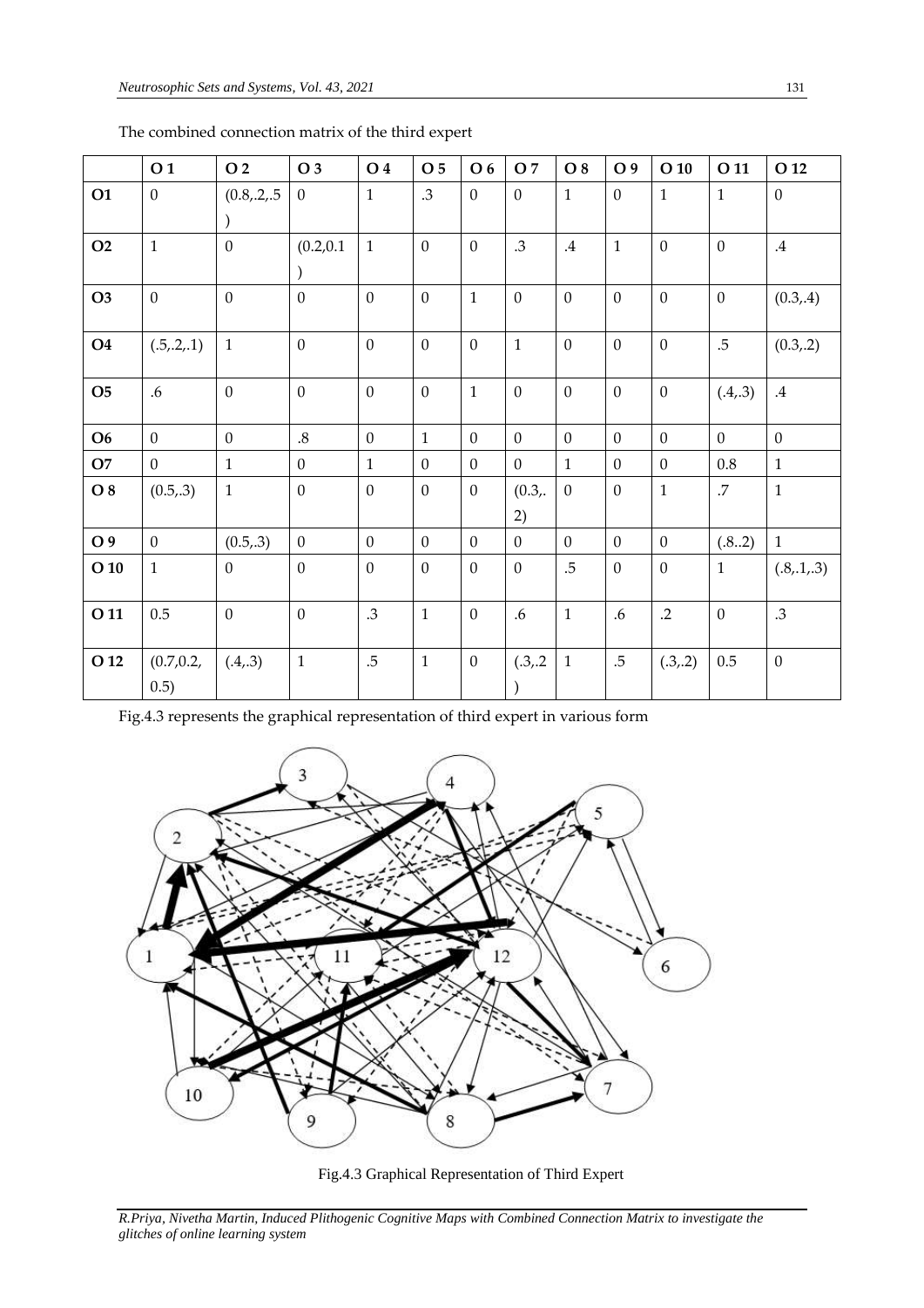The combined connection matrix of the third expert

| | O 1 | O 2 | O 3 | O 4 | O 5 | O 6 | O 7 | O 8 | O 9 | O 10 | O 11 | O 12 |
|---|---|---|---|---|---|---|---|---|---|---|---|---|
| **O1** | 0 | (0.8,.2,.5) | 0 | 1 | .3 | 0 | 0 | 1 | 0 | 1 | 1 | 0 |
| **O2** | 1 | 0 | (0.2,0.1) | 1 | 0 | 0 | .3 | .4 | 1 | 0 | 0 | .4 |
| **O3** | 0 | 0 | 0 | 0 | 0 | 1 | 0 | 0 | 0 | 0 | 0 | (0.3,.4) |
| **O4** | (.5,.2,.1) | 1 | 0 | 0 | 0 | 0 | 1 | 0 | 0 | 0 | .5 | (0.3,.2) |
| **O5** | .6 | 0 | 0 | 0 | 0 | 1 | 0 | 0 | 0 | 0 | (.4,.3) | .4 |
| **O6** | 0 | 0 | .8 | 0 | 1 | 0 | 0 | 0 | 0 | 0 | 0 | 0 |
| **O7** | 0 | 1 | 0 | 1 | 0 | 0 | 0 | 1 | 0 | 0 | 0.8 | 1 |
| **O 8** | (0.5,.3) | 1 | 0 | 0 | 0 | 0 | (0.3,.2) | 0 | 0 | 1 | .7 | 1 |
| **O 9** | 0 | (0.5,.3) | 0 | 0 | 0 | 0 | 0 | 0 | 0 | 0 | (.8..2) | 1 |
| **O 10** | 1 | 0 | 0 | 0 | 0 | 0 | 0 | .5 | 0 | 0 | 1 | (.8,.1,.3) |
| **O 11** | 0.5 | 0 | 0 | .3 | 1 | 0 | .6 | 1 | .6 | .2 | 0 | .3 |
| **O 12** | (0.7,0.2,0.5) | (.4,.3) | 1 | .5 | 1 | 0 | (.3,.2) | 1 | .5 | (.3,.2) | 0.5 | 0 |

Fig.4.3 represents the graphical representation of third expert in various form

Fig.4.3 Graphical Representation of Third Expert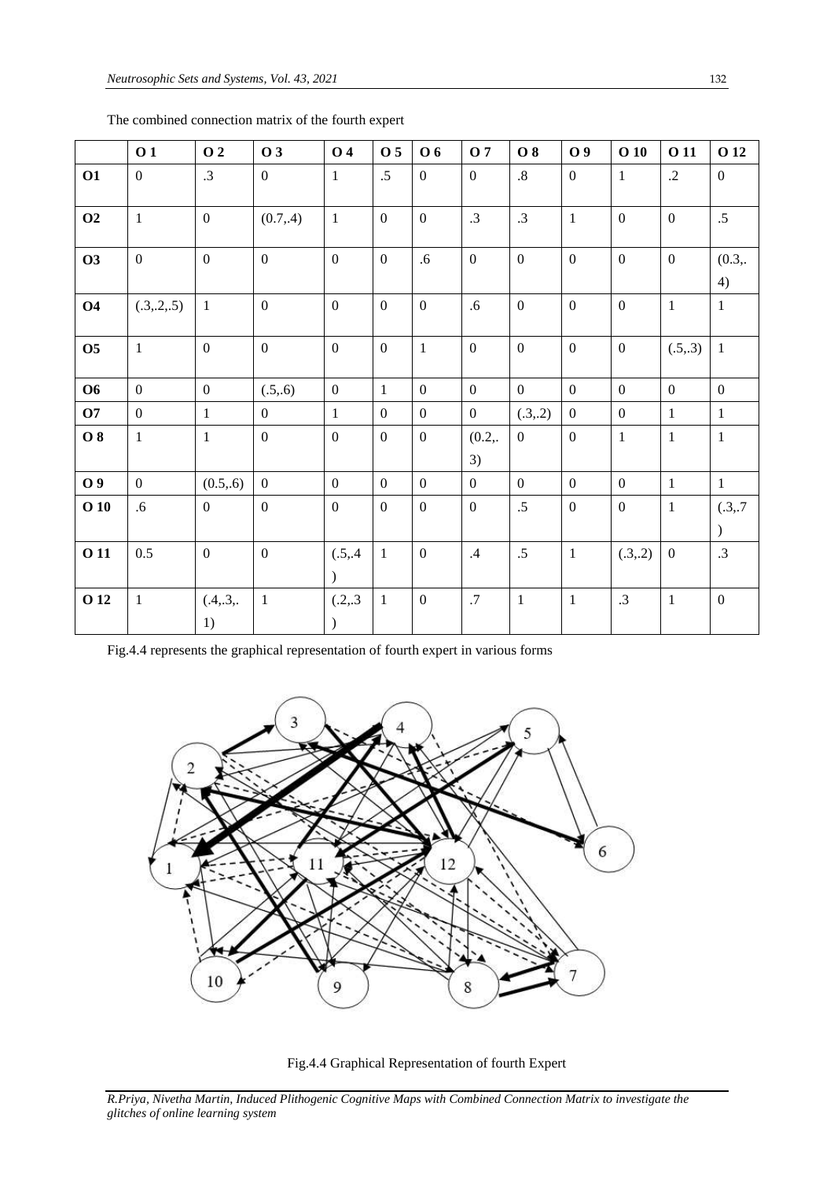The combined connection matrix of the fourth expert

| | O 1 | O 2 | O 3 | O 4 | O 5 | O 6 | O 7 | O 8 | O 9 | O 10 | O 11 | O 12 |
|---|---|---|---|---|---|---|---|---|---|---|---|---|
| **O1** | 0 | .3 | 0 | 1 | .5 | 0 | 0 | .8 | 0 | 1 | .2 | 0 |
| **O2** | 1 | 0 | (0.7,.4) | 1 | 0 | 0 | .3 | .3 | 1 | 0 | 0 | .5 |
| **O3** | 0 | 0 | 0 | 0 | 0 | .6 | 0 | 0 | 0 | 0 | 0 | (0.3,.4) |
| **O4** | (.3,.2,.5) | 1 | 0 | 0 | 0 | 0 | .6 | 0 | 0 | 0 | 1 | 1 |
| **O5** | 1 | 0 | 0 | 0 | 0 | 1 | 0 | 0 | 0 | 0 | (.5,.3) | 1 |
| **O6** | 0 | 0 | (.5,.6) | 0 | 1 | 0 | 0 | 0 | 0 | 0 | 0 | 0 |
| **O7** | 0 | 1 | 0 | 1 | 0 | 0 | 0 | (.3,.2) | 0 | 0 | 1 | 1 |
| **O 8** | 1 | 1 | 0 | 0 | 0 | 0 | (0.2,.3) | 0 | 0 | 1 | 1 | 1 |
| **O 9** | 0 | (0.5,.6) | 0 | 0 | 0 | 0 | 0 | 0 | 0 | 0 | 1 | 1 |
| **O 10** | .6 | 0 | 0 | 0 | 0 | 0 | 0 | .5 | 0 | 0 | 1 | (.3,.7) |
| **O 11** | 0.5 | 0 | 0 | (.5,.4) | 1 | 0 | .4 | .5 | 1 | (.3,.2) | 0 | .3 |
| **O 12** | 1 | (.4,.3,.1) | 1 | (.2,.3) | 1 | 0 | .7 | 1 | 1 | .3 | 1 | 0 |

Fig.4.4 represents the graphical representation of fourth expert in various forms

Fig.4.4 Graphical Representation of fourth Expert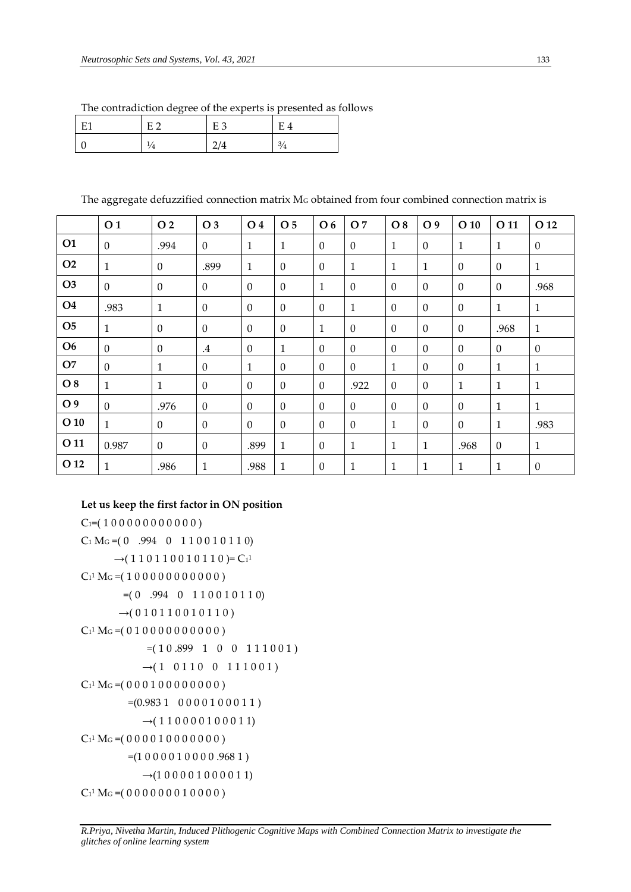The contradiction degree of the experts is presented as follows

| E1 | E 2 | E 3 | E 4 |
|---|---|---|---|
| 0 | ¼ | 2/4 | ¾ |

The aggregate defuzzified connection matrix $M_G$ obtained from four combined connection matrix is

| | O 1 | O 2 | O 3 | O 4 | O 5 | O 6 | O 7 | O 8 | O 9 | O 10 | O 11 | O 12 |
|---|---|---|---|---|---|---|---|---|---|---|---|---|
| **O1** | 0 | .994 | 0 | 1 | 1 | 0 | 0 | 1 | 0 | 1 | 1 | 0 |
| **O2** | 1 | 0 | .899 | 1 | 0 | 0 | 1 | 1 | 1 | 0 | 0 | 1 |
| **O3** | 0 | 0 | 0 | 0 | 0 | 1 | 0 | 0 | 0 | 0 | 0 | .968 |
| **O4** | .983 | 1 | 0 | 0 | 0 | 0 | 1 | 0 | 0 | 0 | 1 | 1 |
| **O5** | 1 | 0 | 0 | 0 | 0 | 1 | 0 | 0 | 0 | 0 | .968 | 1 |
| **O6** | 0 | 0 | .4 | 0 | 1 | 0 | 0 | 0 | 0 | 0 | 0 | 0 |
| **O7** | 0 | 1 | 0 | 1 | 0 | 0 | 0 | 1 | 0 | 0 | 1 | 1 |
| **O 8** | 1 | 1 | 0 | 0 | 0 | 0 | .922 | 0 | 0 | 1 | 1 | 1 |
| **O 9** | 0 | .976 | 0 | 0 | 0 | 0 | 0 | 0 | 0 | 0 | 1 | 1 |
| **O 10** | 1 | 0 | 0 | 0 | 0 | 0 | 0 | 1 | 0 | 0 | 1 | .983 |
| **O 11** | 0.987 | 0 | 0 | .899 | 1 | 0 | 1 | 1 | 1 | .968 | 0 | 1 |
| **O 12** | 1 | .986 | 1 | .988 | 1 | 0 | 1 | 1 | 1 | 1 | 1 | 0 |

**Let us keep the first factor in ON position**

$C_1$=( 1 0 0 0 0 0 0 0 0 0 0 0 )

$C_1$ $M_G$ =( 0 .994 0 1 1 0 0 1 0 1 1 0)

→( 1 1 0 1 1 0 0 1 0 1 1 0 )= $C_1^1$

$C_1^1$ $M_G$ =( 1 0 0 0 0 0 0 0 0 0 0 0 )

=( 0 .994 0 1 1 0 0 1 0 1 1 0)

→( 0 1 0 1 1 0 0 1 0 1 1 0 )

$C_1^1$ $M_G$ =( 0 1 0 0 0 0 0 0 0 0 0 0 )

=( 1 0 .899 1 0 0 1 1 1 0 0 1 )

→( 1 0 1 1 0 0 1 1 1 0 0 1 )

$C_1^1$ $M_G$ =( 0 0 0 1 0 0 0 0 0 0 0 0 )

=(0.983 1 0 0 0 0 1 0 0 0 1 1 )

→( 1 1 0 0 0 0 1 0 0 0 1 1)

$C_1^1$ $M_G$ =( 0 0 0 0 1 0 0 0 0 0 0 0 )

=(1 0 0 0 0 1 0 0 0 0 .968 1 )

→(1 0 0 0 0 1 0 0 0 0 1 1)

$C_1^1$ $M_G$ =( 0 0 0 0 0 0 0 1 0 0 0 0 )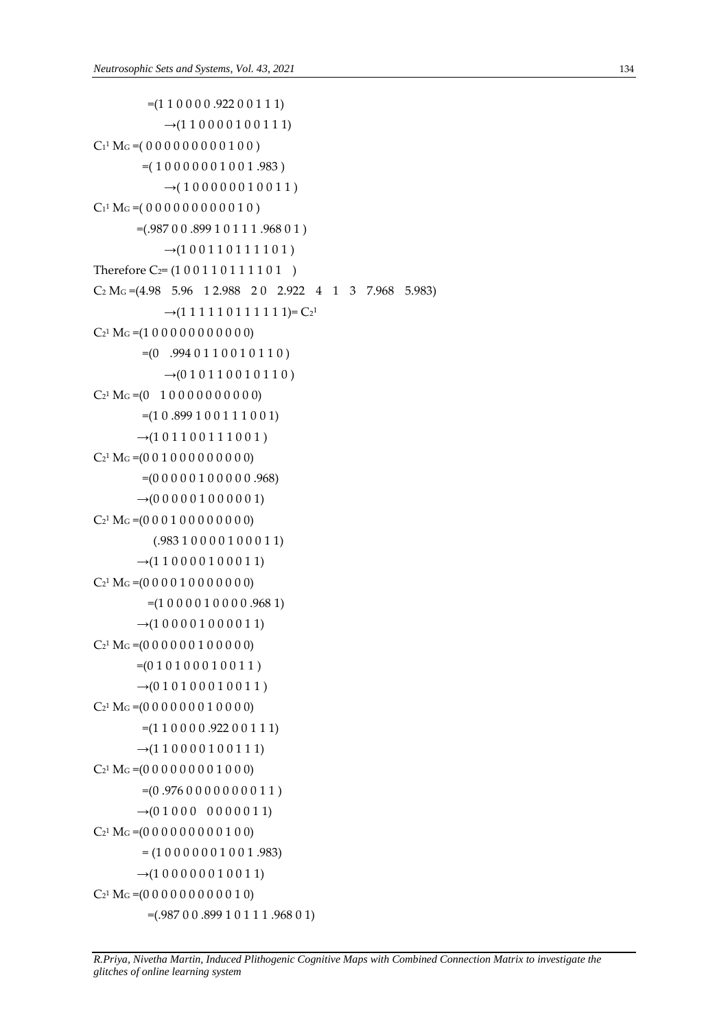$=(1\ 1\ 0\ 0\ 0\ 0\ .922\ 0\ 0\ 1\ 1\ 1)$

$\rightarrow(1\ 1\ 0\ 0\ 0\ 0\ 1\ 0\ 0\ 1\ 1\ 1)$

$C_1^1\ M_G =(\ 0\ 0\ 0\ 0\ 0\ 0\ 0\ 0\ 0\ 1\ 0\ 0\ )$

$=(\ 1\ 0\ 0\ 0\ 0\ 0\ 0\ 1\ 0\ 0\ 1\ .983\ )$

$\rightarrow(\ 1\ 0\ 0\ 0\ 0\ 0\ 0\ 1\ 0\ 0\ 1\ 1\ )$

$C_1^1\ M_G =(\ 0\ 0\ 0\ 0\ 0\ 0\ 0\ 0\ 0\ 0\ 1\ 0\ )$

$=(.987\ 0\ 0\ .899\ 1\ 0\ 1\ 1\ 1\ .968\ 0\ 1\ )$

$\rightarrow(1\ 0\ 0\ 1\ 1\ 0\ 1\ 1\ 1\ 1\ 0\ 1\ )$

Therefore $C_2= (1\ 0\ 0\ 1\ 1\ 0\ 1\ 1\ 1\ 1\ 0\ 1\ \ )$

$C_2\ M_G =(4.98\quad 5.96\quad 1\ 2.988\quad 2\ 0\quad 2.922\quad 4\quad 1\quad 3\quad 7.968\quad 5.983)$

$\rightarrow(1\ 1\ 1\ 1\ 1\ 0\ 1\ 1\ 1\ 1\ 1\ 1)= C_2^1$

$C_2^1\ M_G =(1\ 0\ 0\ 0\ 0\ 0\ 0\ 0\ 0\ 0\ 0\ 0)$

$=(0\quad .994\ 0\ 1\ 1\ 0\ 0\ 1\ 0\ 1\ 1\ 0\ )$

$\rightarrow(0\ 1\ 0\ 1\ 1\ 0\ 0\ 1\ 0\ 1\ 1\ 0\ )$

$C_2^1\ M_G =(0\quad 1\ 0\ 0\ 0\ 0\ 0\ 0\ 0\ 0\ 0\ 0)$

$=(1\ 0\ .899\ 1\ 0\ 0\ 1\ 1\ 1\ 0\ 0\ 1)$

$\rightarrow(1\ 0\ 1\ 1\ 0\ 0\ 1\ 1\ 1\ 0\ 0\ 1\ )$

$C_2^1\ M_G =(0\ 0\ 1\ 0\ 0\ 0\ 0\ 0\ 0\ 0\ 0\ 0)$

$=(0\ 0\ 0\ 0\ 0\ 1\ 0\ 0\ 0\ 0\ 0\ .968)$

$\rightarrow(0\ 0\ 0\ 0\ 0\ 1\ 0\ 0\ 0\ 0\ 0\ 1)$

$C_2^1\ M_G =(0\ 0\ 0\ 1\ 0\ 0\ 0\ 0\ 0\ 0\ 0\ 0)$

$(.983\ 1\ 0\ 0\ 0\ 0\ 1\ 0\ 0\ 0\ 1\ 1)$

$\rightarrow(1\ 1\ 0\ 0\ 0\ 0\ 1\ 0\ 0\ 0\ 1\ 1)$

$C_2^1\ M_G =(0\ 0\ 0\ 0\ 1\ 0\ 0\ 0\ 0\ 0\ 0\ 0)$

$=(1\ 0\ 0\ 0\ 0\ 1\ 0\ 0\ 0\ 0\ .968\ 1)$

$\rightarrow(1\ 0\ 0\ 0\ 0\ 1\ 0\ 0\ 0\ 0\ 1\ 1)$

$C_2^1\ M_G =(0\ 0\ 0\ 0\ 0\ 0\ 1\ 0\ 0\ 0\ 0\ 0)$

$=(0\ 1\ 0\ 1\ 0\ 0\ 0\ 1\ 0\ 0\ 1\ 1\ )$

$\rightarrow(0\ 1\ 0\ 1\ 0\ 0\ 0\ 1\ 0\ 0\ 1\ 1\ )$

$C_2^1\ M_G =(0\ 0\ 0\ 0\ 0\ 0\ 0\ 1\ 0\ 0\ 0\ 0)$

$=(1\ 1\ 0\ 0\ 0\ 0\ .922\ 0\ 0\ 1\ 1\ 1)$

$\rightarrow(1\ 1\ 0\ 0\ 0\ 0\ 1\ 0\ 0\ 1\ 1\ 1)$

$C_2^1\ M_G =(0\ 0\ 0\ 0\ 0\ 0\ 0\ 0\ 1\ 0\ 0\ 0)$

$=(0\ .976\ 0\ 0\ 0\ 0\ 0\ 0\ 0\ 0\ 1\ 1\ )$

$\rightarrow(0\ 1\ 0\ 0\ 0\quad 0\ 0\ 0\ 0\ 0\ 1\ 1)$

$C_2^1\ M_G =(0\ 0\ 0\ 0\ 0\ 0\ 0\ 0\ 0\ 1\ 0\ 0)$

$= (1\ 0\ 0\ 0\ 0\ 0\ 0\ 1\ 0\ 0\ 1\ .983)$

$\rightarrow(1\ 0\ 0\ 0\ 0\ 0\ 0\ 1\ 0\ 0\ 1\ 1)$

$C_2^1\ M_G =(0\ 0\ 0\ 0\ 0\ 0\ 0\ 0\ 0\ 0\ 1\ 0)$

$=(.987\ 0\ 0\ .899\ 1\ 0\ 1\ 1\ 1\ .968\ 0\ 1)$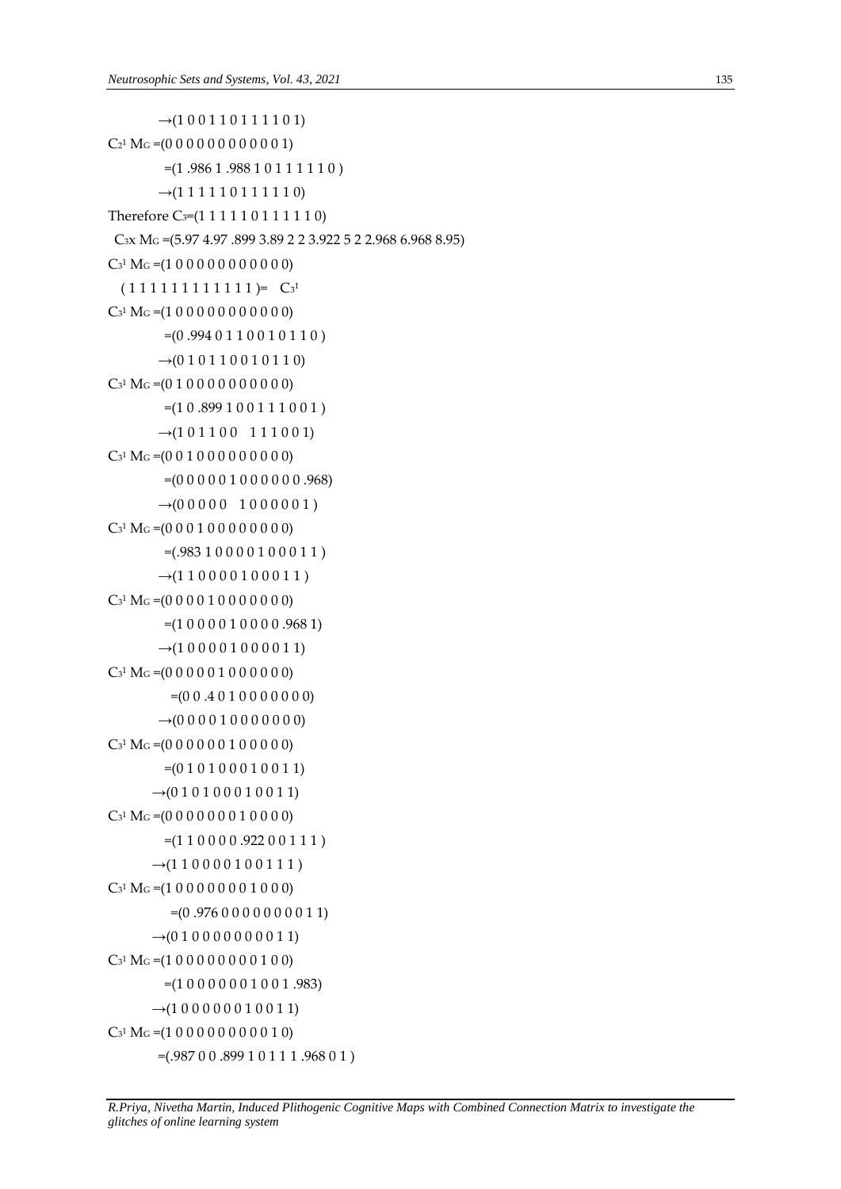$\rightarrow$(1 0 0 1 1 0 1 1 1 1 0 1)

$C_2^1\ M_G$ =(0 0 0 0 0 0 0 0 0 0 0 1)

=(1 .986 1 .988 1 0 1 1 1 1 1 0 )

$\rightarrow$(1 1 1 1 1 0 1 1 1 1 1 0)

Therefore $C_3$=(1 1 1 1 1 0 1 1 1 1 1 0)

$C_3$x $M_G$ =(5.97 4.97 .899 3.89 2 2 3.922 5 2 2.968 6.968 8.95)

$C_3^1\ M_G$ =(1 0 0 0 0 0 0 0 0 0 0 0)

( 1 1 1 1 1 1 1 1 1 1 1 1 )= $C_3^1$

$C_3^1\ M_G$ =(1 0 0 0 0 0 0 0 0 0 0 0)

=(0 .994 0 1 1 0 0 1 0 1 1 0 )

$\rightarrow$(0 1 0 1 1 0 0 1 0 1 1 0)

$C_3^1\ M_G$ =(0 1 0 0 0 0 0 0 0 0 0 0)

=(1 0 .899 1 0 0 1 1 1 0 0 1 )

$\rightarrow$(1 0 1 1 0 0 1 1 1 0 0 1)

$C_3^1\ M_G$ =(0 0 1 0 0 0 0 0 0 0 0 0)

=(0 0 0 0 0 1 0 0 0 0 0 0 .968)

$\rightarrow$(0 0 0 0 0 1 0 0 0 0 0 1 )

$C_3^1\ M_G$ =(0 0 0 1 0 0 0 0 0 0 0 0)

=(.983 1 0 0 0 0 1 0 0 0 1 1 )

$\rightarrow$(1 1 0 0 0 0 1 0 0 0 1 1 )

$C_3^1\ M_G$ =(0 0 0 0 1 0 0 0 0 0 0 0)

=(1 0 0 0 0 1 0 0 0 0 .968 1)

$\rightarrow$(1 0 0 0 0 1 0 0 0 0 1 1)

$C_3^1\ M_G$ =(0 0 0 0 0 1 0 0 0 0 0 0)

=(0 0 .4 0 1 0 0 0 0 0 0 0)

$\rightarrow$(0 0 0 0 1 0 0 0 0 0 0 0)

$C_3^1\ M_G$ =(0 0 0 0 0 0 1 0 0 0 0 0)

=(0 1 0 1 0 0 0 1 0 0 1 1)

$\rightarrow$(0 1 0 1 0 0 0 1 0 0 1 1)

$C_3^1\ M_G$ =(0 0 0 0 0 0 0 1 0 0 0 0)

=(1 1 0 0 0 0 .922 0 0 1 1 1 )

$\rightarrow$(1 1 0 0 0 0 1 0 0 1 1 1 )

$C_3^1\ M_G$ =(1 0 0 0 0 0 0 0 1 0 0 0)

=(0 .976 0 0 0 0 0 0 0 0 1 1)

$\rightarrow$(0 1 0 0 0 0 0 0 0 0 1 1)

$C_3^1\ M_G$ =(1 0 0 0 0 0 0 0 0 1 0 0)

=(1 0 0 0 0 0 0 1 0 0 1 .983)

$\rightarrow$(1 0 0 0 0 0 0 1 0 0 1 1)

$C_3^1\ M_G$ =(1 0 0 0 0 0 0 0 0 0 1 0)

=(.987 0 0 .899 1 0 1 1 1 .968 0 1 )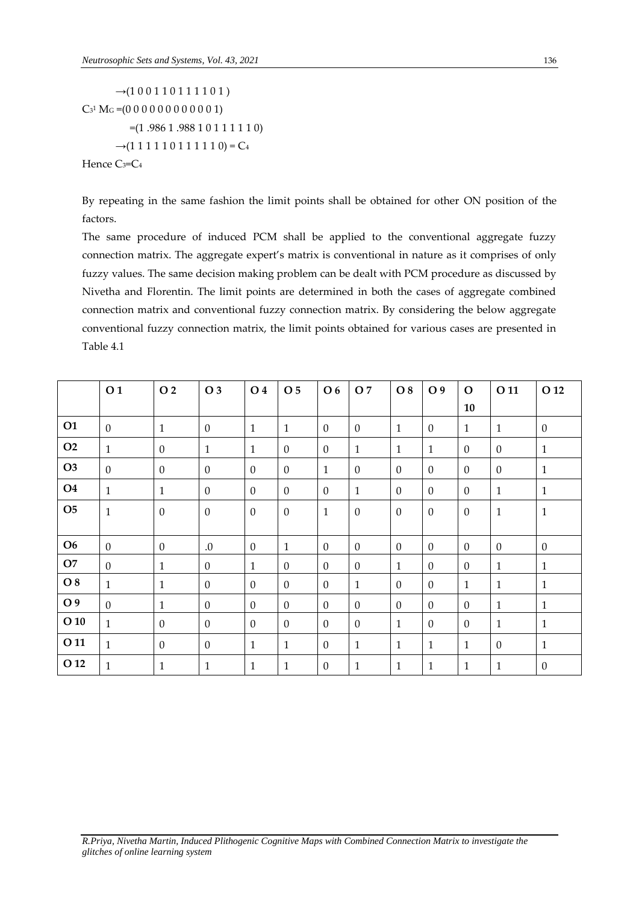$\rightarrow$(1 0 0 1 1 0 1 1 1 1 0 1 )

$C_3^1 M_G$ =(0 0 0 0 0 0 0 0 0 0 0 1)

=(1 .986 1 .988 1 0 1 1 1 1 1 0)

$\rightarrow$(1 1 1 1 1 0 1 1 1 1 1 0) = $C_4$

Hence $C_3$=$C_4$

By repeating in the same fashion the limit points shall be obtained for other ON position of the factors.

The same procedure of induced PCM shall be applied to the conventional aggregate fuzzy connection matrix. The aggregate expert's matrix is conventional in nature as it comprises of only fuzzy values. The same decision making problem can be dealt with PCM procedure as discussed by Nivetha and Florentin. The limit points are determined in both the cases of aggregate combined connection matrix and conventional fuzzy connection matrix. By considering the below aggregate conventional fuzzy connection matrix, the limit points obtained for various cases are presented in Table 4.1

| | O 1 | O 2 | O 3 | O 4 | O 5 | O 6 | O 7 | O 8 | O 9 | O 10 | O 11 | O 12 |
|---|---|---|---|---|---|---|---|---|---|---|---|---|
| O1 | 0 | 1 | 0 | 1 | 1 | 0 | 0 | 1 | 0 | 1 | 1 | 0 |
| O2 | 1 | 0 | 1 | 1 | 0 | 0 | 1 | 1 | 1 | 0 | 0 | 1 |
| O3 | 0 | 0 | 0 | 0 | 0 | 1 | 0 | 0 | 0 | 0 | 0 | 1 |
| O4 | 1 | 1 | 0 | 0 | 0 | 0 | 1 | 0 | 0 | 0 | 1 | 1 |
| O5 | 1 | 0 | 0 | 0 | 0 | 1 | 0 | 0 | 0 | 0 | 1 | 1 |
| O6 | 0 | 0 | .0 | 0 | 1 | 0 | 0 | 0 | 0 | 0 | 0 | 0 |
| O7 | 0 | 1 | 0 | 1 | 0 | 0 | 0 | 1 | 0 | 0 | 1 | 1 |
| O 8 | 1 | 1 | 0 | 0 | 0 | 0 | 1 | 0 | 0 | 1 | 1 | 1 |
| O 9 | 0 | 1 | 0 | 0 | 0 | 0 | 0 | 0 | 0 | 0 | 1 | 1 |
| O 10 | 1 | 0 | 0 | 0 | 0 | 0 | 0 | 1 | 0 | 0 | 1 | 1 |
| O 11 | 1 | 0 | 0 | 1 | 1 | 0 | 1 | 1 | 1 | 1 | 0 | 1 |
| O 12 | 1 | 1 | 1 | 1 | 1 | 0 | 1 | 1 | 1 | 1 | 1 | 0 |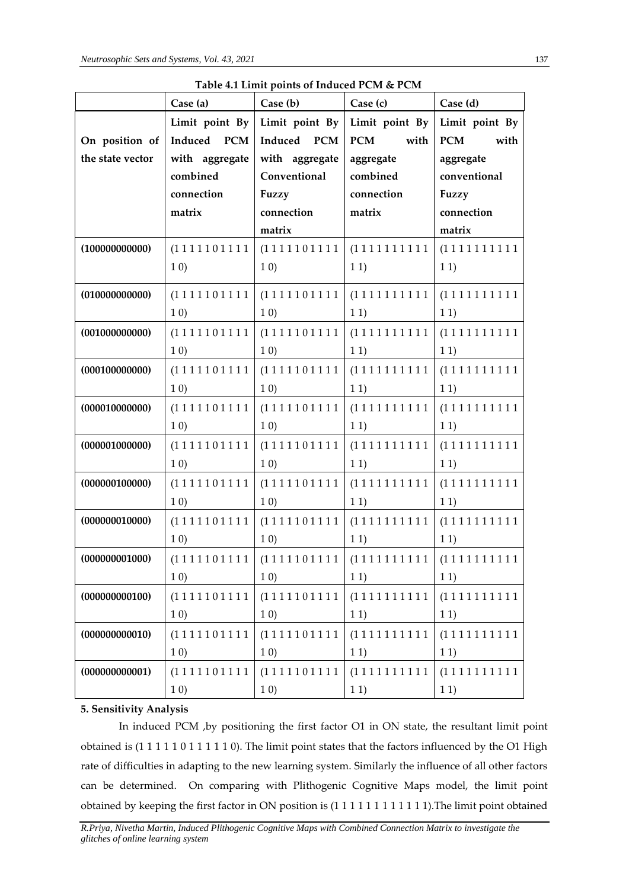**Table 4.1 Limit points of Induced PCM & PCM**

| On position of the state vector | Case (a) Limit point By Induced PCM with aggregate combined connection matrix | Case (b) Limit point By Induced PCM with aggregate Conventional Fuzzy connection matrix | Case (c) Limit point By PCM with aggregate combined connection matrix | Case (d) Limit point By PCM with aggregate conventional Fuzzy connection matrix |
|---|---|---|---|---|
| **(100000000000)** | (1 1 1 1 1 1 0 1 1 1 1 1 0) | (1 1 1 1 1 1 0 1 1 1 1 1 0) | (1 1 1 1 1 1 1 1 1 1 1 1) | (1 1 1 1 1 1 1 1 1 1 1 1) |
| **(010000000000)** | (1 1 1 1 1 1 0 1 1 1 1 1 0) | (1 1 1 1 1 1 0 1 1 1 1 1 0) | (1 1 1 1 1 1 1 1 1 1 1 1) | (1 1 1 1 1 1 1 1 1 1 1 1) |
| **(001000000000)** | (1 1 1 1 1 1 0 1 1 1 1 1 0) | (1 1 1 1 1 1 0 1 1 1 1 1 0) | (1 1 1 1 1 1 1 1 1 1 1 1) | (1 1 1 1 1 1 1 1 1 1 1 1) |
| **(000100000000)** | (1 1 1 1 1 1 0 1 1 1 1 1 0) | (1 1 1 1 1 1 0 1 1 1 1 1 0) | (1 1 1 1 1 1 1 1 1 1 1 1) | (1 1 1 1 1 1 1 1 1 1 1 1) |
| **(000010000000)** | (1 1 1 1 1 1 0 1 1 1 1 1 0) | (1 1 1 1 1 1 0 1 1 1 1 1 0) | (1 1 1 1 1 1 1 1 1 1 1 1) | (1 1 1 1 1 1 1 1 1 1 1 1) |
| **(000001000000)** | (1 1 1 1 1 1 0 1 1 1 1 1 0) | (1 1 1 1 1 1 0 1 1 1 1 1 0) | (1 1 1 1 1 1 1 1 1 1 1 1) | (1 1 1 1 1 1 1 1 1 1 1 1) |
| **(000000100000)** | (1 1 1 1 1 1 0 1 1 1 1 1 0) | (1 1 1 1 1 1 0 1 1 1 1 1 0) | (1 1 1 1 1 1 1 1 1 1 1 1) | (1 1 1 1 1 1 1 1 1 1 1 1) |
| **(000000010000)** | (1 1 1 1 1 1 0 1 1 1 1 1 0) | (1 1 1 1 1 1 0 1 1 1 1 1 0) | (1 1 1 1 1 1 1 1 1 1 1 1) | (1 1 1 1 1 1 1 1 1 1 1 1) |
| **(000000001000)** | (1 1 1 1 1 1 0 1 1 1 1 1 0) | (1 1 1 1 1 1 0 1 1 1 1 1 0) | (1 1 1 1 1 1 1 1 1 1 1 1) | (1 1 1 1 1 1 1 1 1 1 1 1) |
| **(000000000100)** | (1 1 1 1 1 1 0 1 1 1 1 1 0) | (1 1 1 1 1 1 0 1 1 1 1 1 0) | (1 1 1 1 1 1 1 1 1 1 1 1) | (1 1 1 1 1 1 1 1 1 1 1 1) |
| **(000000000010)** | (1 1 1 1 1 1 0 1 1 1 1 1 0) | (1 1 1 1 1 1 0 1 1 1 1 1 0) | (1 1 1 1 1 1 1 1 1 1 1 1) | (1 1 1 1 1 1 1 1 1 1 1 1) |
| **(000000000001)** | (1 1 1 1 1 1 0 1 1 1 1 1 0) | (1 1 1 1 1 1 0 1 1 1 1 1 0) | (1 1 1 1 1 1 1 1 1 1 1 1) | (1 1 1 1 1 1 1 1 1 1 1 1) |

**5. Sensitivity Analysis**

In induced PCM ,by positioning the first factor O1 in ON state, the resultant limit point obtained is (1 1 1 1 1 0 1 1 1 1 1 0). The limit point states that the factors influenced by the O1 High rate of difficulties in adapting to the new learning system. Similarly the influence of all other factors can be determined. On comparing with Plithogenic Cognitive Maps model, the limit point obtained by keeping the first factor in ON position is (1 1 1 1 1 1 1 1 1 1 1 1).The limit point obtained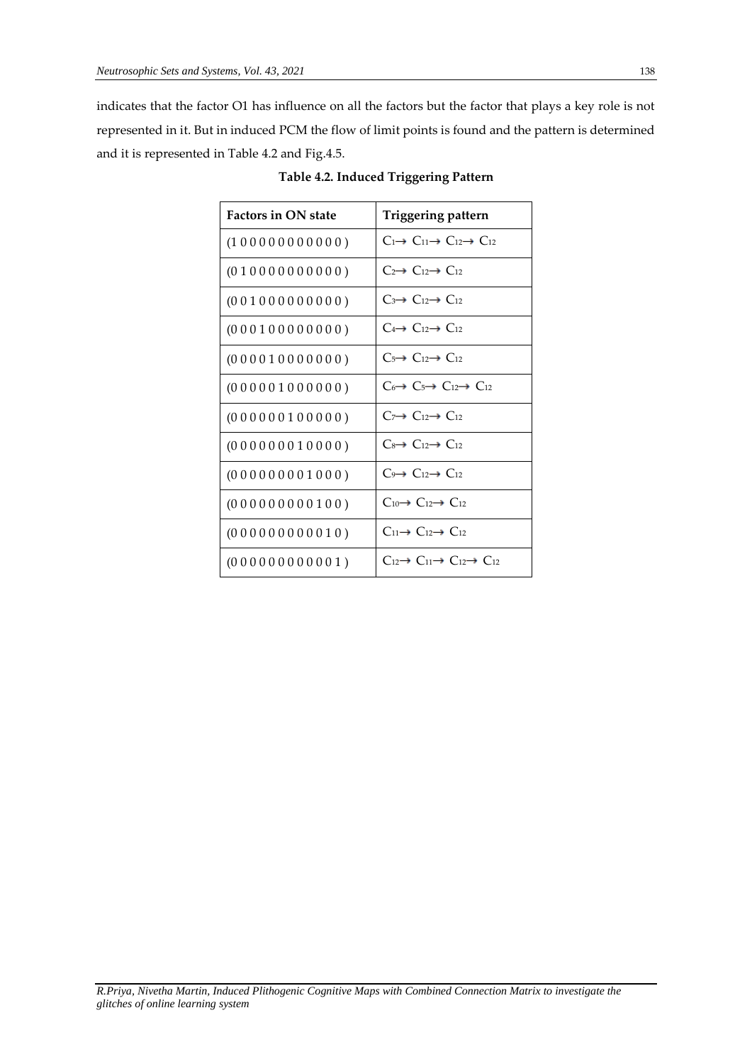indicates that the factor O1 has influence on all the factors but the factor that plays a key role is not represented in it. But in induced PCM the flow of limit points is found and the pattern is determined and it is represented in Table 4.2 and Fig.4.5.

**Table 4.2. Induced Triggering Pattern**

| Factors in ON state | Triggering pattern |
|---|---|
| (1 0 0 0 0 0 0 0 0 0 0 0 ) | $C_1 \rightarrow C_{11} \rightarrow C_{12} \rightarrow C_{12}$ |
| (0 1 0 0 0 0 0 0 0 0 0 0 ) | $C_2 \rightarrow C_{12} \rightarrow C_{12}$ |
| (0 0 1 0 0 0 0 0 0 0 0 0 ) | $C_3 \rightarrow C_{12} \rightarrow C_{12}$ |
| (0 0 0 1 0 0 0 0 0 0 0 0 ) | $C_4 \rightarrow C_{12} \rightarrow C_{12}$ |
| (0 0 0 0 1 0 0 0 0 0 0 0 ) | $C_5 \rightarrow C_{12} \rightarrow C_{12}$ |
| (0 0 0 0 0 1 0 0 0 0 0 0 ) | $C_6 \rightarrow C_5 \rightarrow C_{12} \rightarrow C_{12}$ |
| (0 0 0 0 0 0 1 0 0 0 0 0 ) | $C_7 \rightarrow C_{12} \rightarrow C_{12}$ |
| (0 0 0 0 0 0 0 1 0 0 0 0 ) | $C_8 \rightarrow C_{12} \rightarrow C_{12}$ |
| (0 0 0 0 0 0 0 0 1 0 0 0 ) | $C_9 \rightarrow C_{12} \rightarrow C_{12}$ |
| (0 0 0 0 0 0 0 0 0 1 0 0 ) | $C_{10} \rightarrow C_{12} \rightarrow C_{12}$ |
| (0 0 0 0 0 0 0 0 0 0 1 0 ) | $C_{11} \rightarrow C_{12} \rightarrow C_{12}$ |
| (0 0 0 0 0 0 0 0 0 0 0 1 ) | $C_{12} \rightarrow C_{11} \rightarrow C_{12} \rightarrow C_{12}$ |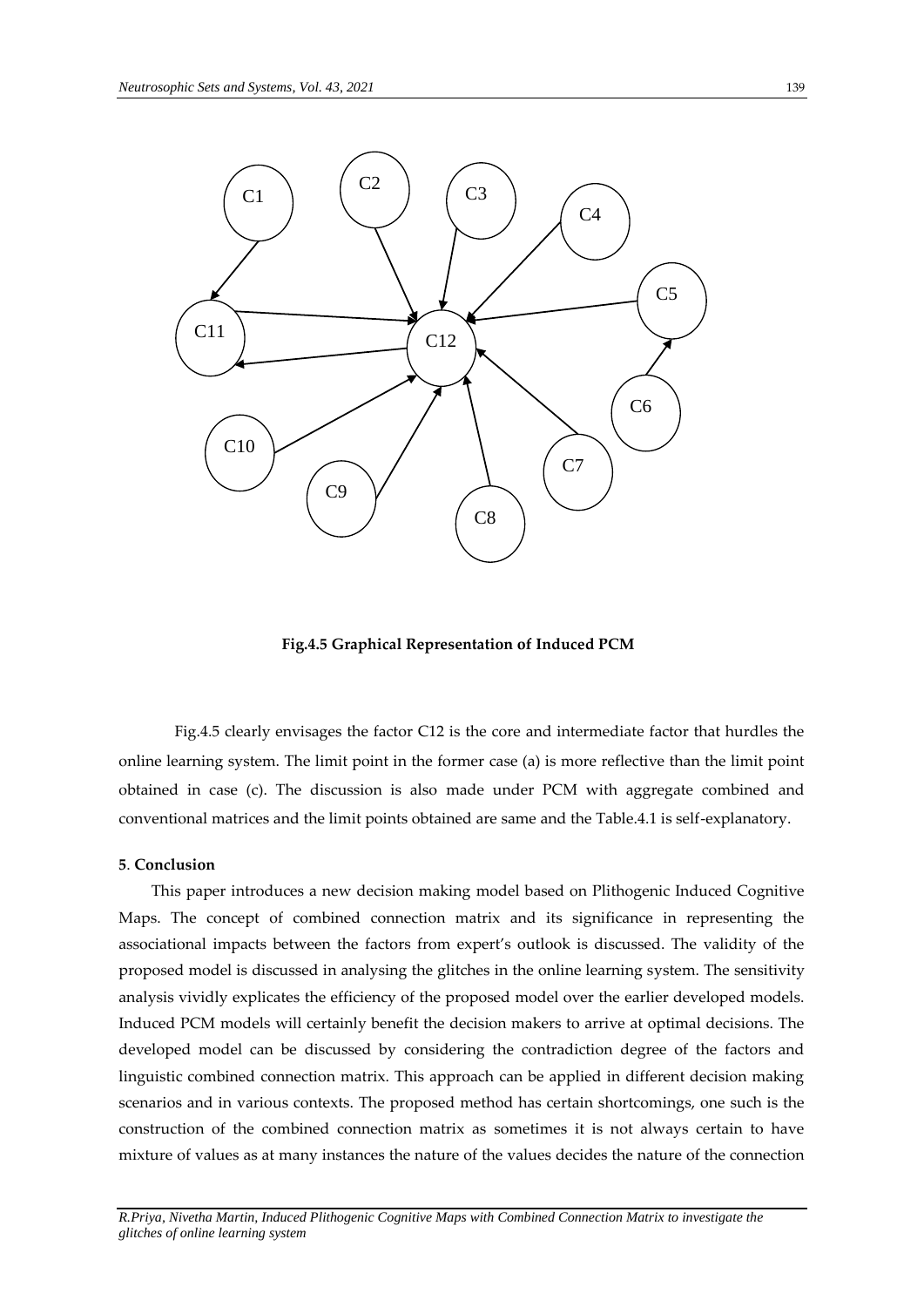**Fig.4.5 Graphical Representation of Induced PCM**

Fig.4.5 clearly envisages the factor C12 is the core and intermediate factor that hurdles the online learning system. The limit point in the former case (a) is more reflective than the limit point obtained in case (c). The discussion is also made under PCM with aggregate combined and conventional matrices and the limit points obtained are same and the Table.4.1 is self-explanatory.

## 5. Conclusion

This paper introduces a new decision making model based on Plithogenic Induced Cognitive Maps. The concept of combined connection matrix and its significance in representing the associational impacts between the factors from expert's outlook is discussed. The validity of the proposed model is discussed in analysing the glitches in the online learning system. The sensitivity analysis vividly explicates the efficiency of the proposed model over the earlier developed models. Induced PCM models will certainly benefit the decision makers to arrive at optimal decisions. The developed model can be discussed by considering the contradiction degree of the factors and linguistic combined connection matrix. This approach can be applied in different decision making scenarios and in various contexts. The proposed method has certain shortcomings, one such is the construction of the combined connection matrix as sometimes it is not always certain to have mixture of values as at many instances the nature of the values decides the nature of the connection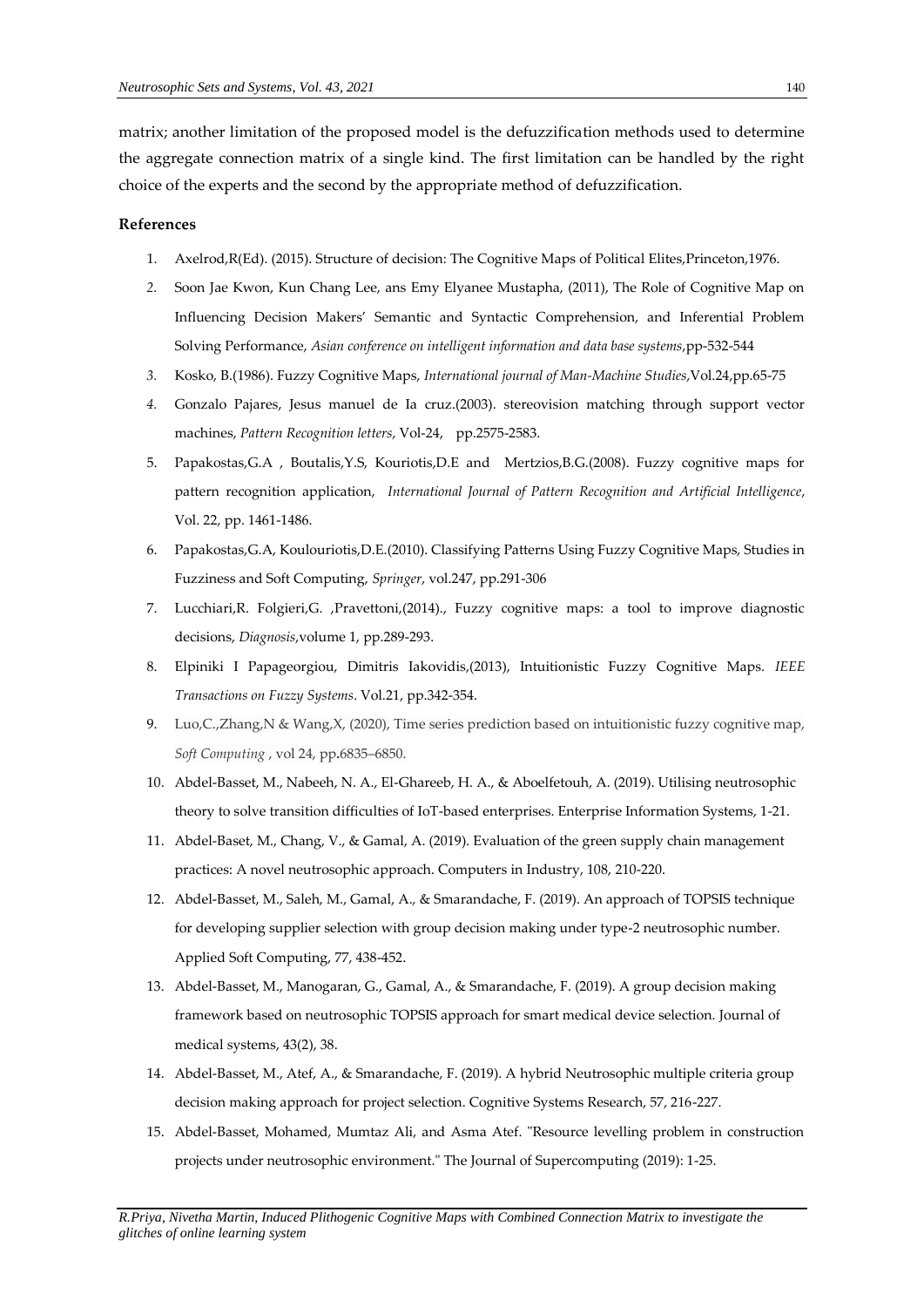matrix; another limitation of the proposed model is the defuzzification methods used to determine the aggregate connection matrix of a single kind. The first limitation can be handled by the right choice of the experts and the second by the appropriate method of defuzzification.

**References**

1. Axelrod,R(Ed). (2015). Structure of decision: The Cognitive Maps of Political Elites,Princeton,1976.
2. Soon Jae Kwon, Kun Chang Lee, ans Emy Elyanee Mustapha, (2011), The Role of Cognitive Map on Influencing Decision Makers' Semantic and Syntactic Comprehension, and Inferential Problem Solving Performance, *Asian conference on intelligent information and data base systems*,pp-532-544
3. Kosko, B.(1986). Fuzzy Cognitive Maps, *International journal of Man-Machine Studies*,Vol.24,pp.65-75
4. Gonzalo Pajares, Jesus manuel de Ia cruz.(2003). stereovision matching through support vector machines, *Pattern Recognition letters*, Vol-24, pp.2575-2583.
5. Papakostas,G.A , Boutalis,Y.S, Kouriotis,D.E and Mertzios,B.G.(2008). Fuzzy cognitive maps for pattern recognition application, *International Journal of Pattern Recognition and Artificial Intelligence*, Vol. 22, pp. 1461-1486.
6. Papakostas,G.A, Koulouriotis,D.E.(2010). Classifying Patterns Using Fuzzy Cognitive Maps, Studies in Fuzziness and Soft Computing, *Springer*, vol.247, pp.291-306
7. Lucchiari,R. Folgieri,G. ,Pravettoni,(2014)., Fuzzy cognitive maps: a tool to improve diagnostic decisions, *Diagnosis*,volume 1, pp.289-293.
8. Elpiniki I Papageorgiou, Dimitris Iakovidis,(2013), Intuitionistic Fuzzy Cognitive Maps. *IEEE Transactions on Fuzzy Systems*. Vol.21, pp.342-354.
9. Luo,C.,Zhang,N & Wang,X, (2020), Time series prediction based on intuitionistic fuzzy cognitive map, *Soft Computing* , vol 24, pp.6835–6850.
10. Abdel-Basset, M., Nabeeh, N. A., El-Ghareeb, H. A., & Aboelfetouh, A. (2019). Utilising neutrosophic theory to solve transition difficulties of IoT-based enterprises. Enterprise Information Systems, 1-21.
11. Abdel-Baset, M., Chang, V., & Gamal, A. (2019). Evaluation of the green supply chain management practices: A novel neutrosophic approach. Computers in Industry, 108, 210-220.
12. Abdel-Basset, M., Saleh, M., Gamal, A., & Smarandache, F. (2019). An approach of TOPSIS technique for developing supplier selection with group decision making under type-2 neutrosophic number. Applied Soft Computing, 77, 438-452.
13. Abdel-Basset, M., Manogaran, G., Gamal, A., & Smarandache, F. (2019). A group decision making framework based on neutrosophic TOPSIS approach for smart medical device selection. Journal of medical systems, 43(2), 38.
14. Abdel-Basset, M., Atef, A., & Smarandache, F. (2019). A hybrid Neutrosophic multiple criteria group decision making approach for project selection. Cognitive Systems Research, 57, 216-227.
15. Abdel-Basset, Mohamed, Mumtaz Ali, and Asma Atef. "Resource levelling problem in construction projects under neutrosophic environment." The Journal of Supercomputing (2019): 1-25.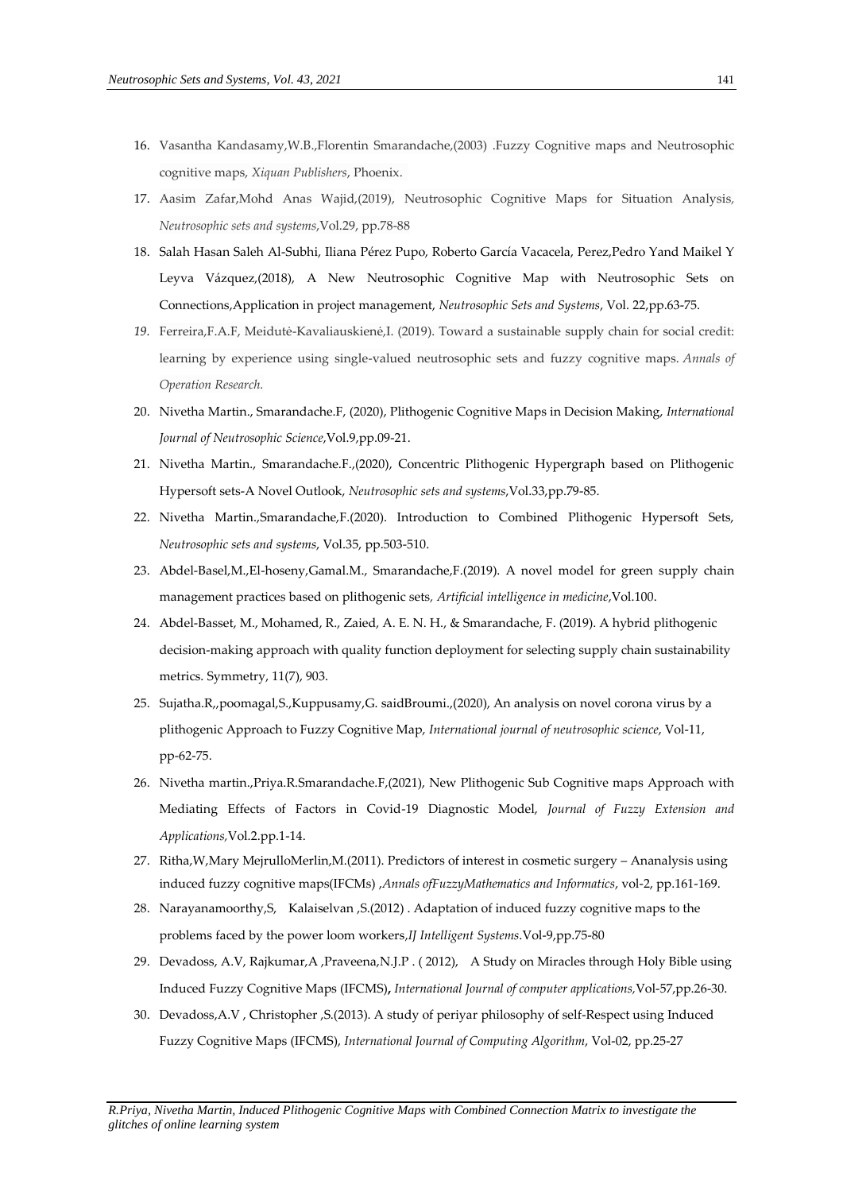16. Vasantha Kandasamy,W.B.,Florentin Smarandache,(2003) .Fuzzy Cognitive maps and Neutrosophic cognitive maps, *Xiquan Publishers*, Phoenix.
17. Aasim Zafar,Mohd Anas Wajid,(2019), Neutrosophic Cognitive Maps for Situation Analysis, *Neutrosophic sets and systems*,Vol.29, pp.78-88
18. Salah Hasan Saleh Al-Subhi, Iliana Pérez Pupo, Roberto García Vacacela, Perez,Pedro Yand Maikel Y Leyva Vázquez,(2018), A New Neutrosophic Cognitive Map with Neutrosophic Sets on Connections,Application in project management, *Neutrosophic Sets and Systems*, Vol. 22,pp.63-75.
19. Ferreira,F.A.F, Meidutė-Kavaliauskienė,I. (2019). Toward a sustainable supply chain for social credit: learning by experience using single-valued neutrosophic sets and fuzzy cognitive maps. *Annals of Operation Research.*
20. Nivetha Martin., Smarandache.F, (2020), Plithogenic Cognitive Maps in Decision Making, *International Journal of Neutrosophic Science*,Vol.9,pp.09-21.
21. Nivetha Martin., Smarandache.F.,(2020), Concentric Plithogenic Hypergraph based on Plithogenic Hypersoft sets-A Novel Outlook, *Neutrosophic sets and systems*,Vol.33,pp.79-85.
22. Nivetha Martin.,Smarandache,F.(2020). Introduction to Combined Plithogenic Hypersoft Sets, *Neutrosophic sets and systems*, Vol.35, pp.503-510.
23. Abdel-Basel,M.,El-hoseny,Gamal.M., Smarandache,F.(2019). A novel model for green supply chain management practices based on plithogenic sets, *Artificial intelligence in medicine*,Vol.100.
24. Abdel-Basset, M., Mohamed, R., Zaied, A. E. N. H., & Smarandache, F. (2019). A hybrid plithogenic decision-making approach with quality function deployment for selecting supply chain sustainability metrics. Symmetry, 11(7), 903.
25. Sujatha.R,,poomagal,S.,Kuppusamy,G. saidBroumi.,(2020), An analysis on novel corona virus by a plithogenic Approach to Fuzzy Cognitive Map, *International journal of neutrosophic science*, Vol-11, pp-62-75.
26. Nivetha martin.,Priya.R.Smarandache.F,(2021), New Plithogenic Sub Cognitive maps Approach with Mediating Effects of Factors in Covid-19 Diagnostic Model, *Journal of Fuzzy Extension and Applications*,Vol.2.pp.1-14.
27. Ritha,W,Mary MejrulloMerlin,M.(2011). Predictors of interest in cosmetic surgery – Ananalysis using induced fuzzy cognitive maps(IFCMs) ,*Annals ofFuzzyMathematics and Informatics*, vol-2, pp.161-169.
28. Narayanamoorthy,S, Kalaiselvan ,S.(2012) . Adaptation of induced fuzzy cognitive maps to the problems faced by the power loom workers,*IJ Intelligent Systems*.Vol-9,pp.75-80
29. Devadoss, A.V, Rajkumar,A ,Praveena,N.J.P . ( 2012), A Study on Miracles through Holy Bible using Induced Fuzzy Cognitive Maps (IFCMS)**,** *International Journal of computer applications,*Vol-57,pp.26-30.
30. Devadoss,A.V , Christopher ,S.(2013). A study of periyar philosophy of self-Respect using Induced Fuzzy Cognitive Maps (IFCMS), *International Journal of Computing Algorithm*, Vol-02, pp.25-27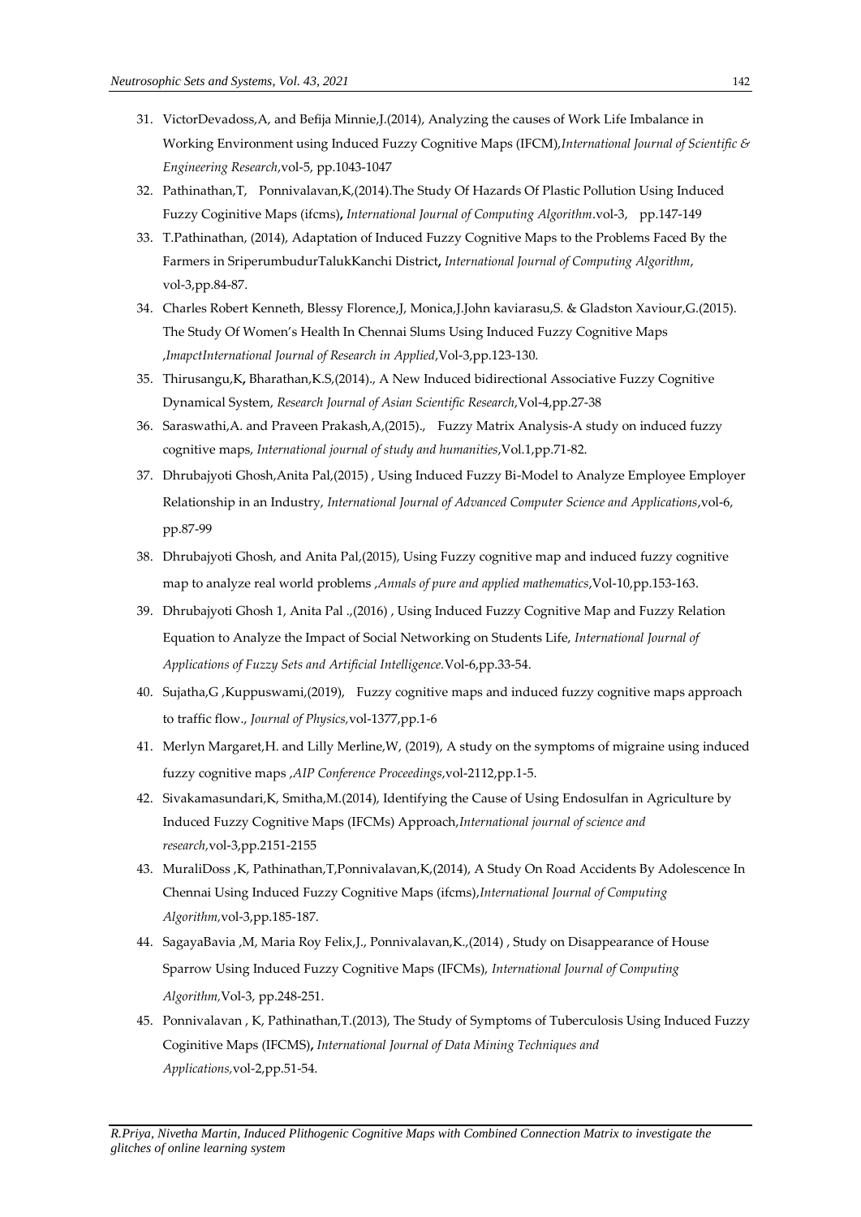31. VictorDevadoss,A, and Befija Minnie,J.(2014), Analyzing the causes of Work Life Imbalance in Working Environment using Induced Fuzzy Cognitive Maps (IFCM),*International Journal of Scientific & Engineering Research*,vol-5, pp.1043-1047
32. Pathinathan,T, Ponnivalavan,K,(2014).The Study Of Hazards Of Plastic Pollution Using Induced Fuzzy Coginitive Maps (ifcms)**,** *International Journal of Computing Algorithm*.vol-3, pp.147-149
33. T.Pathinathan, (2014), Adaptation of Induced Fuzzy Cognitive Maps to the Problems Faced By the Farmers in SriperumbudurTalukKanchi District**,** *International Journal of Computing Algorithm,* vol-3,pp.84-87.
34. Charles Robert Kenneth, Blessy Florence,J, Monica,J.John kaviarasu,S. & Gladston Xaviour,G.(2015). The Study Of Women's Health In Chennai Slums Using Induced Fuzzy Cognitive Maps ,*ImapctInternational Journal of Research in Applied*,Vol-3,pp.123-130.
35. Thirusangu,K**,** Bharathan,K.S,(2014)., A New Induced bidirectional Associative Fuzzy Cognitive Dynamical System, *Research Journal of Asian Scientific Research*,Vol-4,pp.27-38
36. Saraswathi,A. and Praveen Prakash,A,(2015)., Fuzzy Matrix Analysis-A study on induced fuzzy cognitive maps, *International journal of study and humanities*,Vol.1,pp.71-82.
37. Dhrubajyoti Ghosh,Anita Pal,(2015) , Using Induced Fuzzy Bi-Model to Analyze Employee Employer Relationship in an Industry, *International Journal of Advanced Computer Science and Applications*,vol-6, pp.87-99
38. Dhrubajyoti Ghosh, and Anita Pal,(2015), Using Fuzzy cognitive map and induced fuzzy cognitive map to analyze real world problems ,*Annals of pure and applied mathematics*,Vol-10,pp.153-163.
39. Dhrubajyoti Ghosh 1, Anita Pal .,(2016) , Using Induced Fuzzy Cognitive Map and Fuzzy Relation Equation to Analyze the Impact of Social Networking on Students Life, *International Journal of Applications of Fuzzy Sets and Artificial Intelligence.*Vol-6,pp.33-54.
40. Sujatha,G ,Kuppuswami,(2019), Fuzzy cognitive maps and induced fuzzy cognitive maps approach to traffic flow., *Journal of Physics,*vol-1377,pp.1-6
41. Merlyn Margaret,H. and Lilly Merline,W, (2019), A study on the symptoms of migraine using induced fuzzy cognitive maps ,*AIP Conference Proceedings,*vol-2112,pp.1-5.
42. Sivakamasundari,K, Smitha,M.(2014), Identifying the Cause of Using Endosulfan in Agriculture by Induced Fuzzy Cognitive Maps (IFCMs) Approach,*International journal of science and research,*vol-3,pp.2151-2155
43. MuraliDoss ,K, Pathinathan,T,Ponnivalavan,K,(2014), A Study On Road Accidents By Adolescence In Chennai Using Induced Fuzzy Cognitive Maps (ifcms),*International Journal of Computing Algorithm,*vol-3,pp.185-187.
44. SagayaBavia ,M, Maria Roy Felix,J., Ponnivalavan,K.,(2014) , Study on Disappearance of House Sparrow Using Induced Fuzzy Cognitive Maps (IFCMs), *International Journal of Computing Algorithm,*Vol-3, pp.248-251.
45. Ponnivalavan , K, Pathinathan,T.(2013), The Study of Symptoms of Tuberculosis Using Induced Fuzzy Coginitive Maps (IFCMS)**,** *International Journal of Data Mining Techniques and Applications,*vol-2,pp.51-54.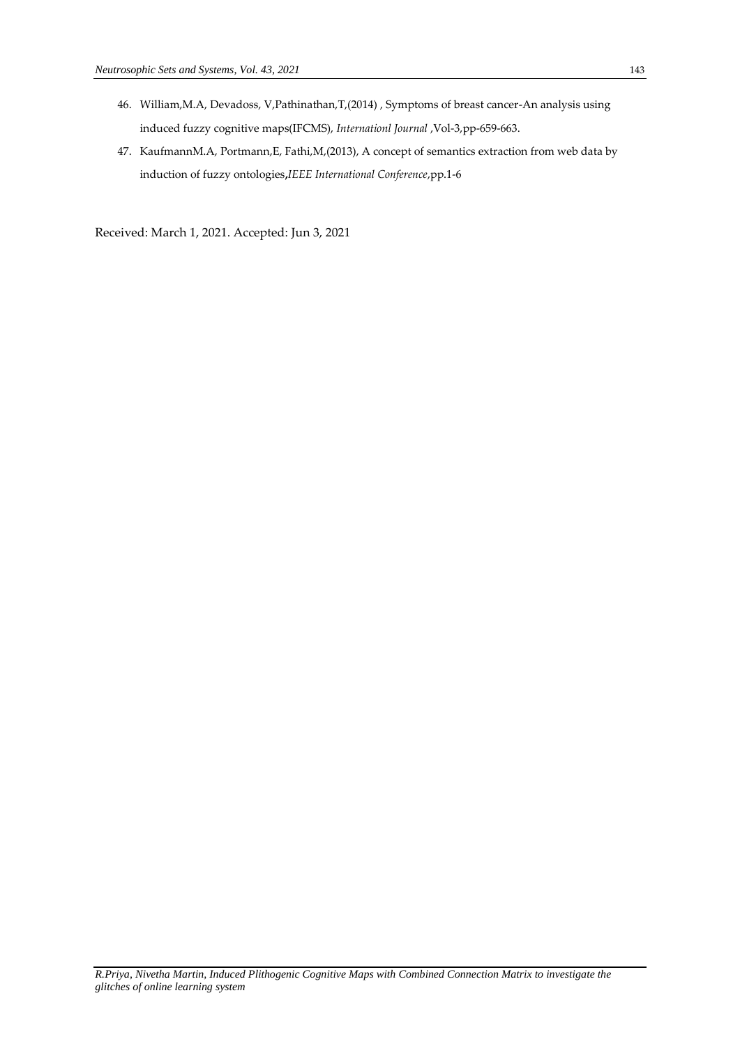46. William,M.A, Devadoss, V,Pathinathan,T,(2014) , Symptoms of breast cancer-An analysis using induced fuzzy cognitive maps(IFCMS), *Internationl Journal* ,Vol-3,pp-659-663.
47. KaufmannM.A, Portmann,E, Fathi,M,(2013), A concept of semantics extraction from web data by induction of fuzzy ontologies,*IEEE International Conference*,pp.1-6

Received: March 1, 2021. Accepted: Jun 3, 2021